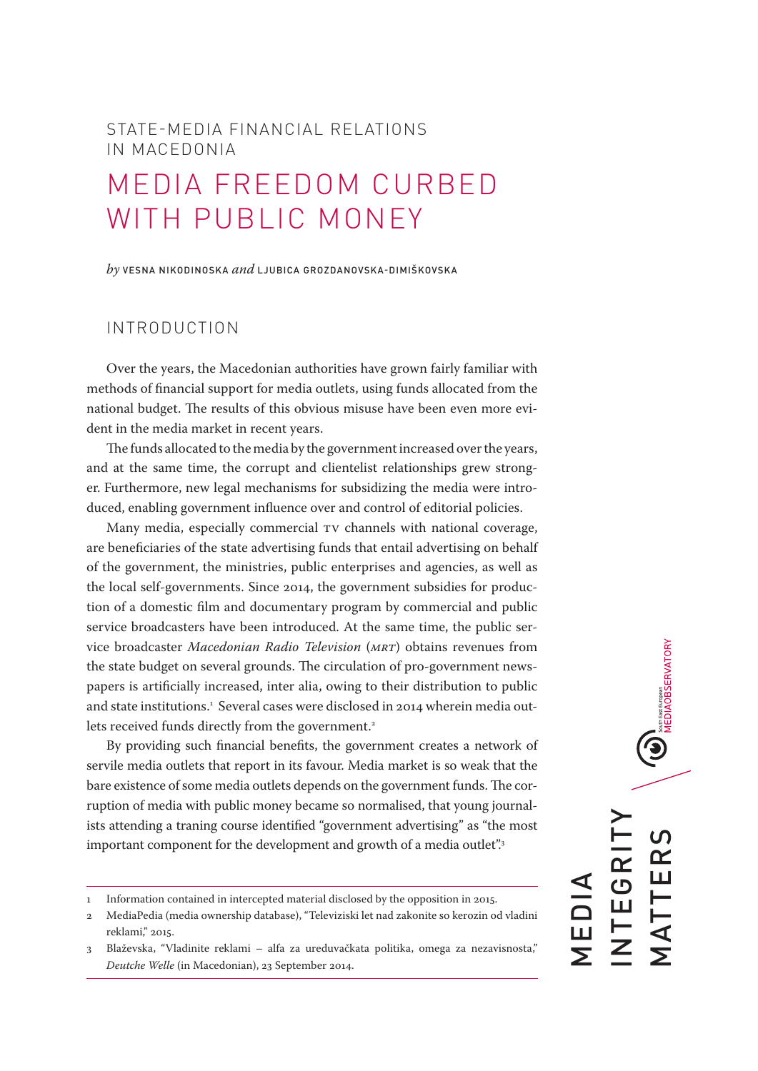STATE-MEDIA FINANCIAL RELATIONS IN MACEDONIA

# MEDIA FREEDOM CURBED WITH PUBLIC MONEY

*by* VESNA NIKODINOSKA *and* LJUBICA GROZDANOVSKA-DIMIŠKOVSKA

## INTRODUCTION

Over the years, the Macedonian authorities have grown fairly familiar with methods of financial support for media outlets, using funds allocated from the national budget. The results of this obvious misuse have been even more evident in the media market in recent years.

The funds allocated to the media by the government increased over the years, and at the same time, the corrupt and clientelist relationships grew stronger. Furthermore, new legal mechanisms for subsidizing the media were introduced, enabling government influence over and control of editorial policies.

Many media, especially commercial TV channels with national coverage, are beneficiaries of the state advertising funds that entail advertising on behalf of the government, the ministries, public enterprises and agencies, as well as the local self-governments. Since 2014, the government subsidies for production of a domestic film and documentary program by commercial and public service broadcasters have been introduced. At the same time, the public service broadcaster *Macedonian Radio Television* (*MRT*) obtains revenues from the state budget on several grounds. The circulation of pro-government newspapers is artificially increased, inter alia, owing to their distribution to public and state institutions.[1] Several cases were disclosed in 2014 wherein media outlets received funds directly from the government.[2]

By providing such financial benefits, the government creates a network of servile media outlets that report in its favour. Media market is so weak that the bare existence of some media outlets depends on the government funds. The corruption of media with public money became so normalised, that young journalists attending a traning course identified "government advertising" as "the most important component for the development and growth of a media outlet".[3]

---

1 Information contained in intercepted material disclosed by the opposition in 2015.

2 MediaPedia (media ownership database), "Televiziski let nad zakonite so kerozin od vladini reklami," 2015.

3 Blaževska, "Vladinite reklami – alfa za ureduvačkata politika, omega za nezavisnosta," *Deutche Welle* (in Macedonian), 23 September 2014.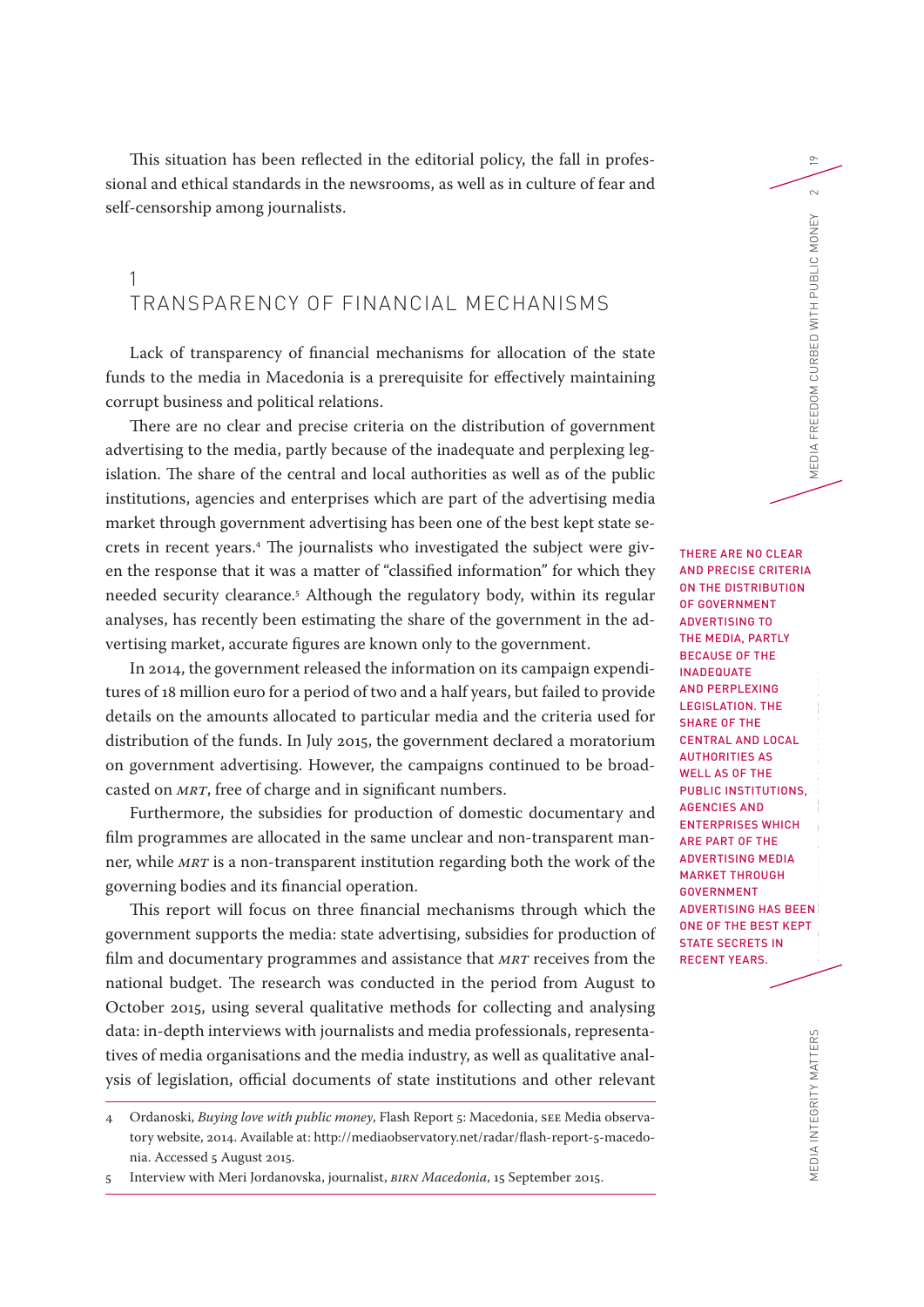This situation has been reflected in the editorial policy, the fall in professional and ethical standards in the newsrooms, as well as in culture of fear and self-censorship among journalists.

## 1 TRANSPARENCY OF FINANCIAL MECHANISMS

Lack of transparency of financial mechanisms for allocation of the state funds to the media in Macedonia is a prerequisite for effectively maintaining corrupt business and political relations.

There are no clear and precise criteria on the distribution of government advertising to the media, partly because of the inadequate and perplexing legislation. The share of the central and local authorities as well as of the public institutions, agencies and enterprises which are part of the advertising media market through government advertising has been one of the best kept state secrets in recent years.[4] The journalists who investigated the subject were given the response that it was a matter of "classified information" for which they needed security clearance.[5] Although the regulatory body, within its regular analyses, has recently been estimating the share of the government in the advertising market, accurate figures are known only to the government.

In 2014, the government released the information on its campaign expenditures of 18 million euro for a period of two and a half years, but failed to provide details on the amounts allocated to particular media and the criteria used for distribution of the funds. In July 2015, the government declared a moratorium on government advertising. However, the campaigns continued to be broadcasted on *MRT*, free of charge and in significant numbers.

Furthermore, the subsidies for production of domestic documentary and film programmes are allocated in the same unclear and non-transparent manner, while *MRT* is a non-transparent institution regarding both the work of the governing bodies and its financial operation.

This report will focus on three financial mechanisms through which the government supports the media: state advertising, subsidies for production of film and documentary programmes and assistance that *MRT* receives from the national budget. The research was conducted in the period from August to October 2015, using several qualitative methods for collecting and analysing data: in-depth interviews with journalists and media professionals, representatives of media organisations and the media industry, as well as qualitative analysis of legislation, official documents of state institutions and other relevant

THERE ARE NO CLEAR AND PRECISE CRITERIA ON THE DISTRIBUTION OF GOVERNMENT ADVERTISING TO THE MEDIA, PARTLY BECAUSE OF THE INADEQUATE AND PERPLEXING LEGISLATION. THE SHARE OF THE CENTRAL AND LOCAL AUTHORITIES AS WELL AS OF THE PUBLIC INSTITUTIONS, AGENCIES AND ENTERPRISES WHICH ARE PART OF THE ADVERTISING MEDIA MARKET THROUGH GOVERNMENT ADVERTISING HAS BEEN ONE OF THE BEST KEPT STATE SECRETS IN RECENT YEARS.

---

4 Ordanoski, *Buying love with public money*, Flash Report 5: Macedonia, SEE Media observatory website, 2014. Available at: http://mediaobservatory.net/radar/flash-report-5-macedonia. Accessed 5 August 2015.

5 Interview with Meri Jordanovska, journalist, *BIRN Macedonia*, 15 September 2015.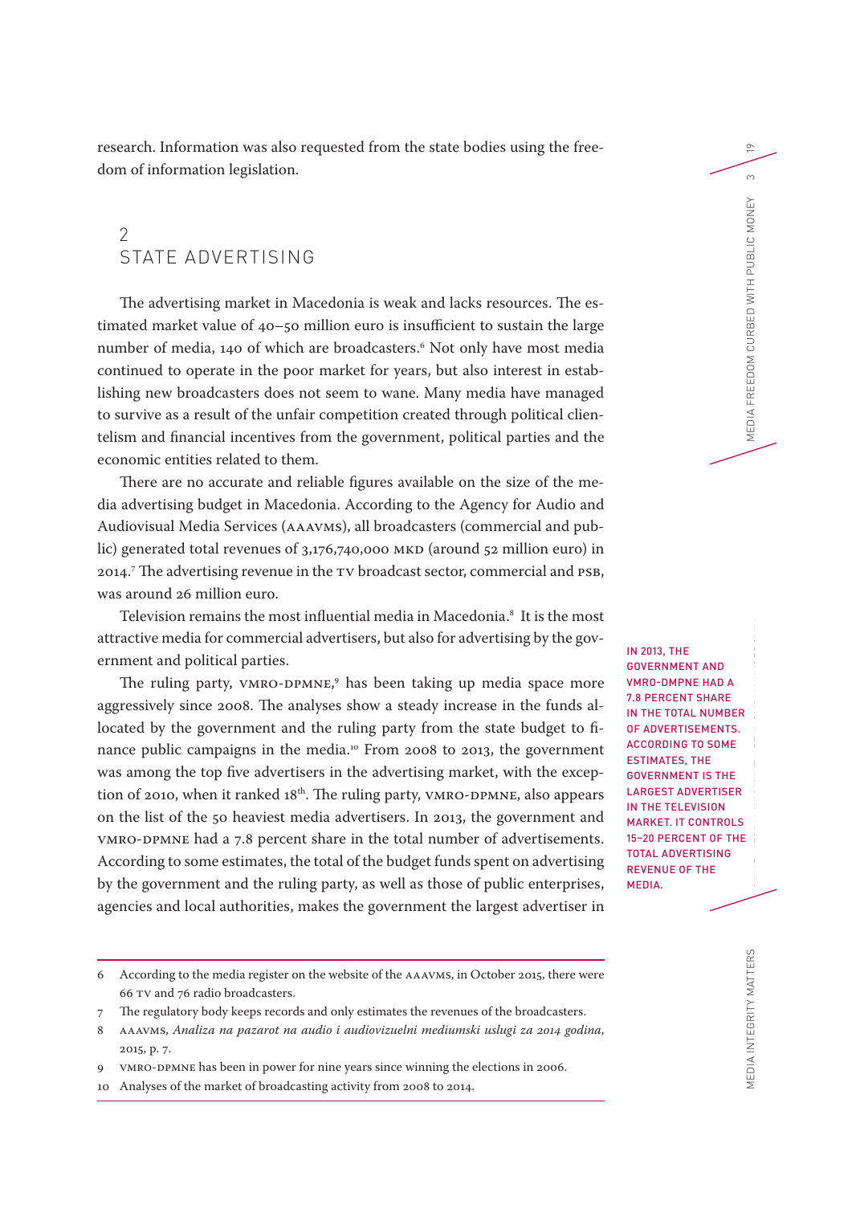research. Information was also requested from the state bodies using the freedom of information legislation.

## 2 STATE ADVERTISING

The advertising market in Macedonia is weak and lacks resources. The estimated market value of 40–50 million euro is insufficient to sustain the large number of media, 140 of which are broadcasters.[6] Not only have most media continued to operate in the poor market for years, but also interest in establishing new broadcasters does not seem to wane. Many media have managed to survive as a result of the unfair competition created through political clientelism and financial incentives from the government, political parties and the economic entities related to them.

There are no accurate and reliable figures available on the size of the media advertising budget in Macedonia. According to the Agency for Audio and Audiovisual Media Services (AAAVMS), all broadcasters (commercial and public) generated total revenues of 3,176,740,000 MKD (around 52 million euro) in 2014.[7] The advertising revenue in the TV broadcast sector, commercial and PSB, was around 26 million euro.

Television remains the most influential media in Macedonia.[8] It is the most attractive media for commercial advertisers, but also for advertising by the government and political parties.

IN 2013, THE GOVERNMENT AND VMRO-DMPNE HAD A 7.8 PERCENT SHARE IN THE TOTAL NUMBER OF ADVERTISEMENTS. ACCORDING TO SOME ESTIMATES, THE GOVERNMENT IS THE LARGEST ADVERTISER IN THE TELEVISION MARKET. IT CONTROLS 15–20 PERCENT OF THE TOTAL ADVERTISING REVENUE OF THE MEDIA.

The ruling party, VMRO-DPMNE,[9] has been taking up media space more aggressively since 2008. The analyses show a steady increase in the funds allocated by the government and the ruling party from the state budget to finance public campaigns in the media.[10] From 2008 to 2013, the government was among the top five advertisers in the advertising market, with the exception of 2010, when it ranked 18th. The ruling party, VMRO-DPMNE, also appears on the list of the 50 heaviest media advertisers. In 2013, the government and VMRO-DPMNE had a 7.8 percent share in the total number of advertisements. According to some estimates, the total of the budget funds spent on advertising by the government and the ruling party, as well as those of public enterprises, agencies and local authorities, makes the government the largest advertiser in

---

6 According to the media register on the website of the AAAVMS, in October 2015, there were 66 TV and 76 radio broadcasters.

7 The regulatory body keeps records and only estimates the revenues of the broadcasters.

8 AAAVMS, *Analiza na pazarot na audio i audiovizuelni mediumski uslugi za 2014 godina*, 2015, p. 7.

9 VMRO-DPMNE has been in power for nine years since winning the elections in 2006.

10 Analyses of the market of broadcasting activity from 2008 to 2014.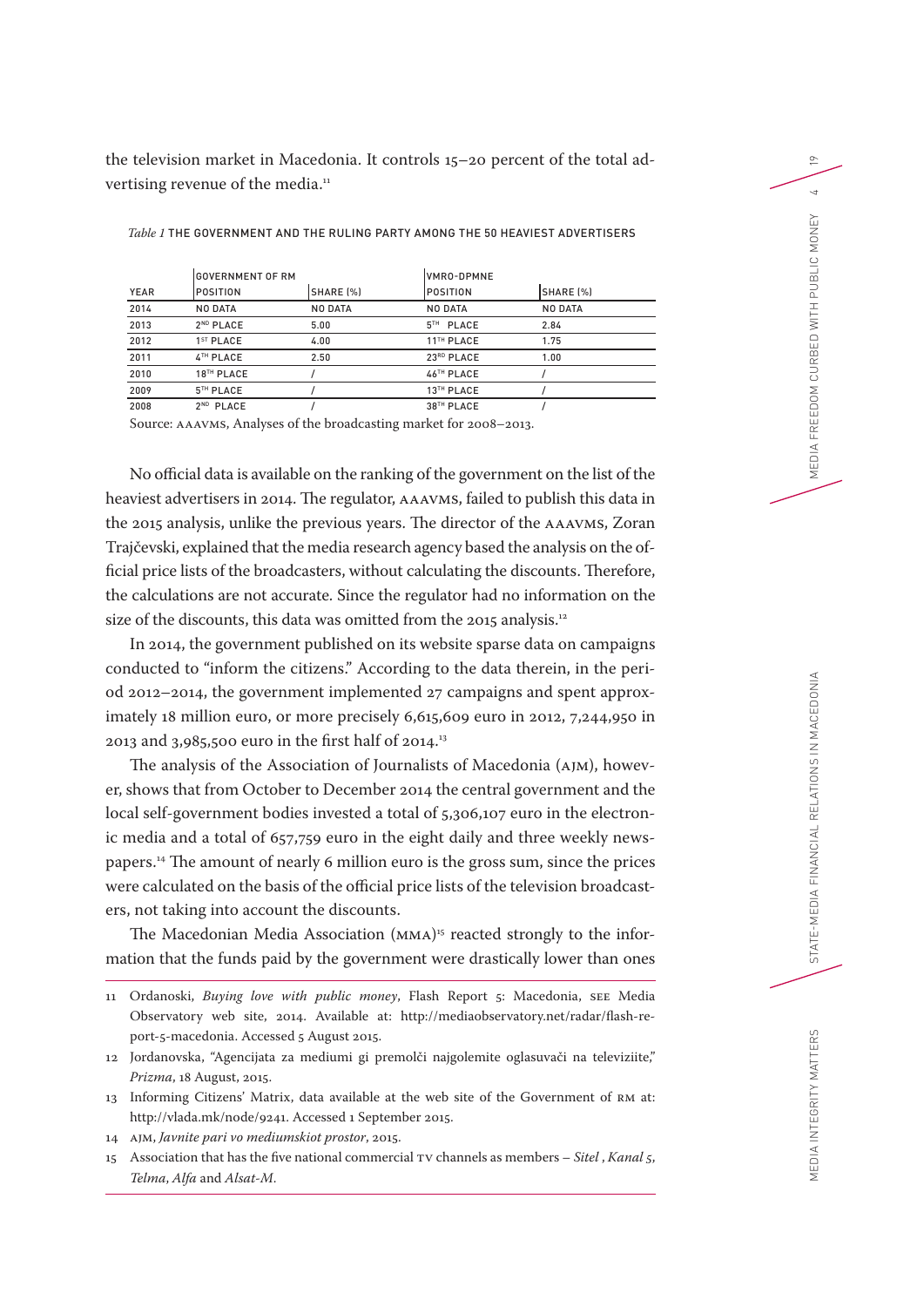the television market in Macedonia. It controls 15–20 percent of the total advertising revenue of the media.[11]

*Table 1* THE GOVERNMENT AND THE RULING PARTY AMONG THE 50 HEAVIEST ADVERTISERS

| | GOVERNMENT OF RM | | VMRO-DPMNE | |
|---|---|---|---|---|
| YEAR | POSITION | SHARE (%) | POSITION | SHARE (%) |
| 2014 | NO DATA | NO DATA | NO DATA | NO DATA |
| 2013 | 2ND PLACE | 5.00 | 5TH PLACE | 2.84 |
| 2012 | 1ST PLACE | 4.00 | 11TH PLACE | 1.75 |
| 2011 | 4TH PLACE | 2.50 | 23RD PLACE | 1.00 |
| 2010 | 18TH PLACE | / | 46TH PLACE | / |
| 2009 | 5TH PLACE | / | 13TH PLACE | / |
| 2008 | 2ND PLACE | / | 38TH PLACE | / |

Source: AAAVMS, Analyses of the broadcasting market for 2008–2013.

No official data is available on the ranking of the government on the list of the heaviest advertisers in 2014. The regulator, AAAVMS, failed to publish this data in the 2015 analysis, unlike the previous years. The director of the AAAVMS, Zoran Trajčevski, explained that the media research agency based the analysis on the official price lists of the broadcasters, without calculating the discounts. Therefore, the calculations are not accurate. Since the regulator had no information on the size of the discounts, this data was omitted from the 2015 analysis.[12]

In 2014, the government published on its website sparse data on campaigns conducted to "inform the citizens." According to the data therein, in the period 2012–2014, the government implemented 27 campaigns and spent approximately 18 million euro, or more precisely 6,615,609 euro in 2012, 7,244,950 in 2013 and 3,985,500 euro in the first half of 2014.[13]

The analysis of the Association of Journalists of Macedonia (AJM), however, shows that from October to December 2014 the central government and the local self-government bodies invested a total of 5,306,107 euro in the electronic media and a total of 657,759 euro in the eight daily and three weekly newspapers.[14] The amount of nearly 6 million euro is the gross sum, since the prices were calculated on the basis of the official price lists of the television broadcasters, not taking into account the discounts.

The Macedonian Media Association (MMA)[15] reacted strongly to the information that the funds paid by the government were drastically lower than ones

---

11 Ordanoski, *Buying love with public money*, Flash Report 5: Macedonia, SEE Media Observatory web site, 2014. Available at: http://mediaobservatory.net/radar/flash-report-5-macedonia. Accessed 5 August 2015.

12 Jordanovska, "Agencijata za mediumi gi premolči najgolemite oglasuvači na televiziite," *Prizma*, 18 August, 2015.

13 Informing Citizens' Matrix, data available at the web site of the Government of RM at: http://vlada.mk/node/9241. Accessed 1 September 2015.

14 AJM, *Javnite pari vo mediumskiot prostor*, 2015.

15 Association that has the five national commercial TV channels as members – *Sitel*, *Kanal 5*, *Telma*, *Alfa* and *Alsat-M*.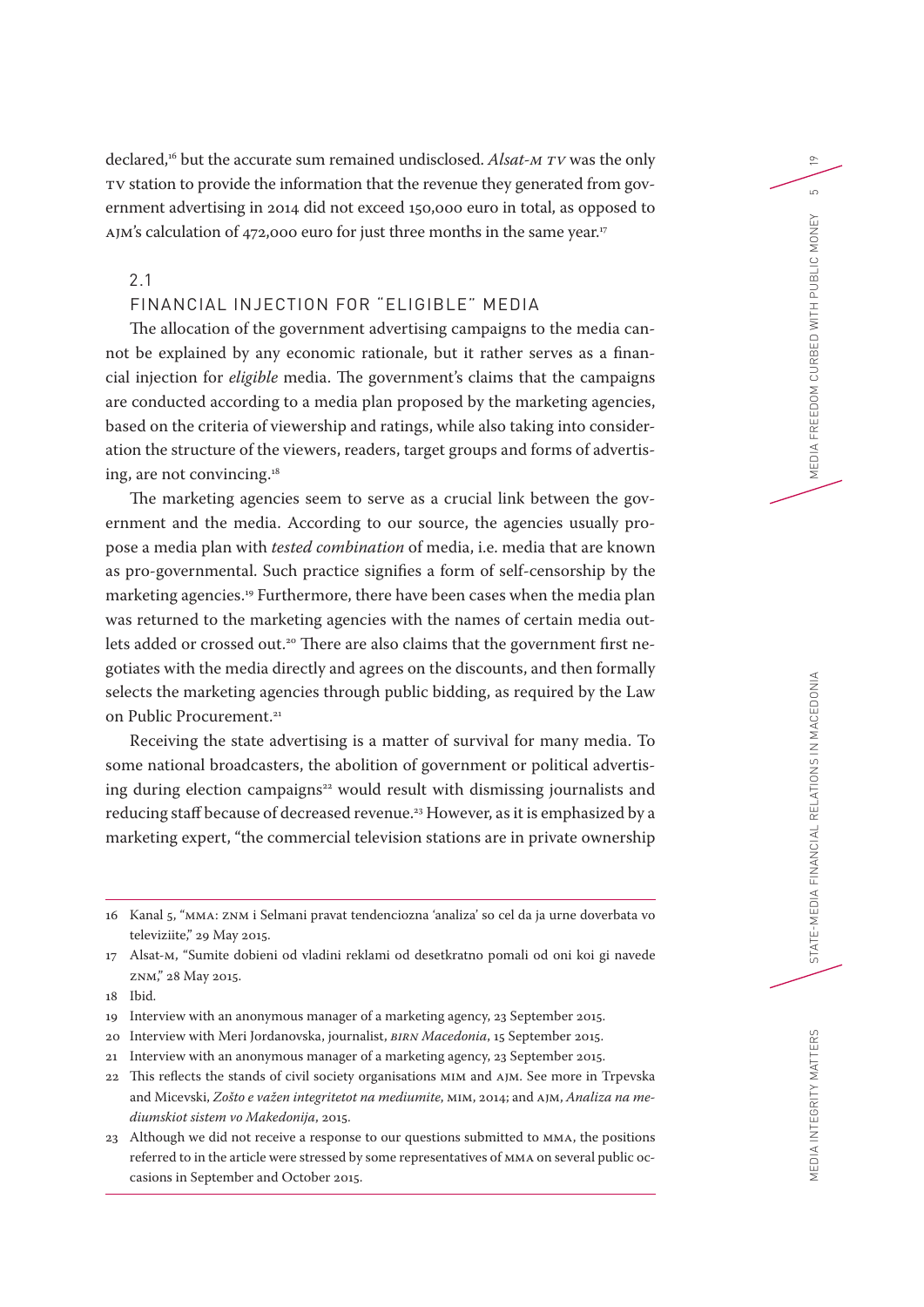declared,[16] but the accurate sum remained undisclosed. *Alsat-M TV* was the only TV station to provide the information that the revenue they generated from government advertising in 2014 did not exceed 150,000 euro in total, as opposed to AJM's calculation of 472,000 euro for just three months in the same year.[17]

## 2.1 FINANCIAL INJECTION FOR "ELIGIBLE" MEDIA

The allocation of the government advertising campaigns to the media cannot be explained by any economic rationale, but it rather serves as a financial injection for *eligible* media. The government's claims that the campaigns are conducted according to a media plan proposed by the marketing agencies, based on the criteria of viewership and ratings, while also taking into consideration the structure of the viewers, readers, target groups and forms of advertising, are not convincing.[18]

The marketing agencies seem to serve as a crucial link between the government and the media. According to our source, the agencies usually propose a media plan with *tested combination* of media, i.e. media that are known as pro-governmental. Such practice signifies a form of self-censorship by the marketing agencies.[19] Furthermore, there have been cases when the media plan was returned to the marketing agencies with the names of certain media outlets added or crossed out.[20] There are also claims that the government first negotiates with the media directly and agrees on the discounts, and then formally selects the marketing agencies through public bidding, as required by the Law on Public Procurement.[21]

Receiving the state advertising is a matter of survival for many media. To some national broadcasters, the abolition of government or political advertising during election campaigns[22] would result with dismissing journalists and reducing staff because of decreased revenue.[23] However, as it is emphasized by a marketing expert, "the commercial television stations are in private ownership

---

16 Kanal 5, "MMA: ZNM i Selmani pravat tendenciozna 'analiza' so cel da ja urne doverbata vo televiziite," 29 May 2015.

17 Alsat-M, "Sumite dobieni od vladini reklami od desetkratno pomali od oni koi gi navede ZNM," 28 May 2015.

18 Ibid.

19 Interview with an anonymous manager of a marketing agency, 23 September 2015.

20 Interview with Meri Jordanovska, journalist, *BIRN Macedonia*, 15 September 2015.

21 Interview with an anonymous manager of a marketing agency, 23 September 2015.

22 This reflects the stands of civil society organisations MIM and AJM. See more in Trpevska and Micevski, *Zošto e važen integritetot na mediumite*, MIM, 2014; and AJM, *Analiza na mediumskiot sistem vo Makedonija*, 2015.

23 Although we did not receive a response to our questions submitted to MMA, the positions referred to in the article were stressed by some representatives of MMA on several public occasions in September and October 2015.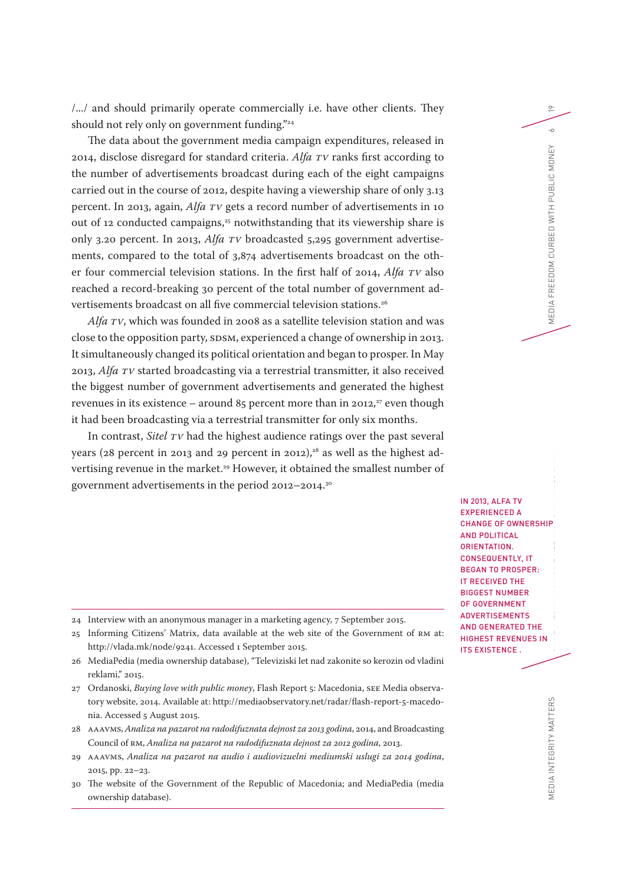/…/ and should primarily operate commercially i.e. have other clients. They should not rely only on government funding."[24]

The data about the government media campaign expenditures, released in 2014, disclose disregard for standard criteria. *Alfa TV* ranks first according to the number of advertisements broadcast during each of the eight campaigns carried out in the course of 2012, despite having a viewership share of only 3.13 percent. In 2013, again, *Alfa TV* gets a record number of advertisements in 10 out of 12 conducted campaigns,[25] notwithstanding that its viewership share is only 3.20 percent. In 2013, *Alfa TV* broadcasted 5,295 government advertisements, compared to the total of 3,874 advertisements broadcast on the other four commercial television stations. In the first half of 2014, *Alfa TV* also reached a record-breaking 30 percent of the total number of government advertisements broadcast on all five commercial television stations.[26]

*Alfa TV*, which was founded in 2008 as a satellite television station and was close to the opposition party, SDSM, experienced a change of ownership in 2013. It simultaneously changed its political orientation and began to prosper. In May 2013, *Alfa TV* started broadcasting via a terrestrial transmitter, it also received the biggest number of government advertisements and generated the highest revenues in its existence – around 85 percent more than in 2012,[27] even though it had been broadcasting via a terrestrial transmitter for only six months.

In contrast, *Sitel TV* had the highest audience ratings over the past several years (28 percent in 2013 and 29 percent in 2012),[28] as well as the highest advertising revenue in the market.[29] However, it obtained the smallest number of government advertisements in the period 2012–2014.[30]

IN 2013, ALFA TV EXPERIENCED A CHANGE OF OWNERSHIP AND POLITICAL ORIENTATION. CONSEQUENTLY, IT BEGAN TO PROSPER: IT RECEIVED THE BIGGEST NUMBER OF GOVERNMENT ADVERTISEMENTS AND GENERATED THE HIGHEST REVENUES IN ITS EXISTENCE .

---

24 Interview with an anonymous manager in a marketing agency, 7 September 2015.

25 Informing Citizens' Matrix, data available at the web site of the Government of RM at: http://vlada.mk/node/9241. Accessed 1 September 2015.

26 MediaPedia (media ownership database), "Televiziski let nad zakonite so kerozin od vladini reklami," 2015.

27 Ordanoski, *Buying love with public money*, Flash Report 5: Macedonia, SEE Media observatory website, 2014. Available at: http://mediaobservatory.net/radar/flash-report-5-macedonia. Accessed 5 August 2015.

28 AAAVMS, *Analiza na pazarot na radodifuznata dejnost za 2013 godina*, 2014, and Broadcasting Council of RM, *Analiza na pazarot na radodifuznata dejnost za 2012 godina*, 2013.

29 AAAVMS, *Analiza na pazarot na audio i audiovizuelni mediumski uslugi za 2014 godina*, 2015, pp. 22–23.

30 The website of the Government of the Republic of Macedonia; and MediaPedia (media ownership database).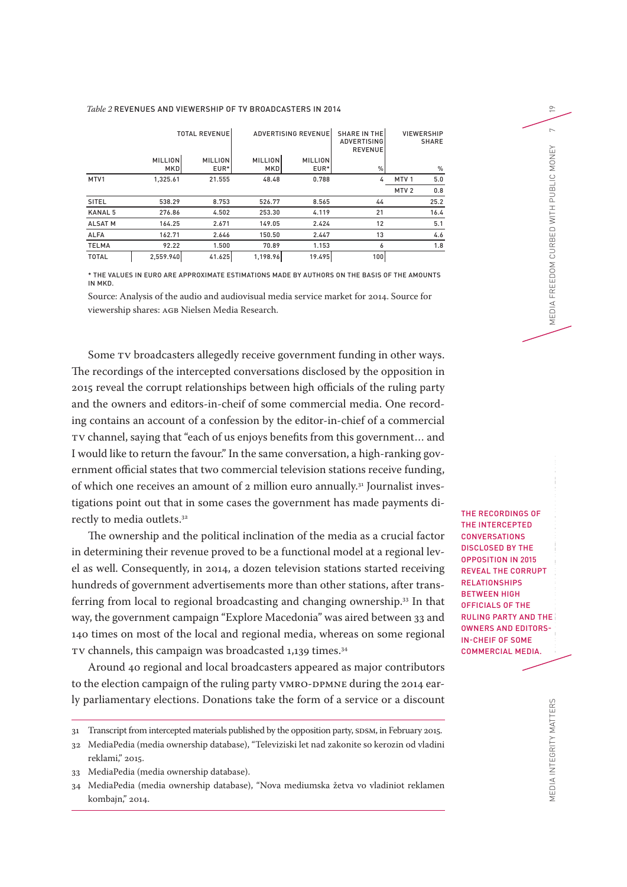*Table 2* REVENUES AND VIEWERSHIP OF TV BROADCASTERS IN 2014

| | TOTAL REVENUE | | ADVERTISING REVENUE | | SHARE IN THE ADVERTISING REVENUE | VIEWERSHIP SHARE | |
|---|---|---|---|---|---|---|---|
| | MILLION MKD | MILLION EUR* | MILLION MKD | MILLION EUR* | % | | % |
| MTV1 | 1,325.61 | 21.555 | 48.48 | 0.788 | 4 | MTV 1 | 5.0 |
| | | | | | | MTV 2 | 0.8 |
| SITEL | 538.29 | 8.753 | 526.77 | 8.565 | 44 | | 25.2 |
| KANAL 5 | 276.86 | 4.502 | 253.30 | 4.119 | 21 | | 16.4 |
| ALSAT M | 164.25 | 2.671 | 149.05 | 2.424 | 12 | | 5.1 |
| ALFA | 162.71 | 2.646 | 150.50 | 2.447 | 13 | | 4.6 |
| TELMA | 92.22 | 1.500 | 70.89 | 1.153 | 6 | | 1.8 |
| TOTAL | 2,559.940 | 41.625 | 1,198.96 | 19.495 | 100 | | |

* THE VALUES IN EURO ARE APPROXIMATE ESTIMATIONS MADE BY AUTHORS ON THE BASIS OF THE AMOUNTS IN MKD.

Source: Analysis of the audio and audiovisual media service market for 2014. Source for viewership shares: AGB Nielsen Media Research.

Some TV broadcasters allegedly receive government funding in other ways. The recordings of the intercepted conversations disclosed by the opposition in 2015 reveal the corrupt relationships between high officials of the ruling party and the owners and editors-in-cheif of some commercial media. One recording contains an account of a confession by the editor-in-chief of a commercial TV channel, saying that "each of us enjoys benefits from this government… and I would like to return the favour." In the same conversation, a high-ranking government official states that two commercial television stations receive funding, of which one receives an amount of 2 million euro annually.[31] Journalist investigations point out that in some cases the government has made payments directly to media outlets.[32]

The ownership and the political inclination of the media as a crucial factor in determining their revenue proved to be a functional model at a regional level as well. Consequently, in 2014, a dozen television stations started receiving hundreds of government advertisements more than other stations, after transferring from local to regional broadcasting and changing ownership.[33] In that way, the government campaign "Explore Macedonia" was aired between 33 and 140 times on most of the local and regional media, whereas on some regional TV channels, this campaign was broadcasted 1,139 times.[34]

Around 40 regional and local broadcasters appeared as major contributors to the election campaign of the ruling party VMRO-DPMNE during the 2014 early parliamentary elections. Donations take the form of a service or a discount

THE RECORDINGS OF THE INTERCEPTED CONVERSATIONS DISCLOSED BY THE OPPOSITION IN 2015 REVEAL THE CORRUPT RELATIONSHIPS BETWEEN HIGH OFFICIALS OF THE RULING PARTY AND THE OWNERS AND EDITORS-IN-CHEIF OF SOME COMMERCIAL MEDIA.

31 Transcript from intercepted materials published by the opposition party, SDSM, in February 2015.

32 MediaPedia (media ownership database), "Televiziski let nad zakonite so kerozin od vladini reklami," 2015.

33 MediaPedia (media ownership database).

34 MediaPedia (media ownership database), "Nova mediumska žetva vo vladiniot reklamen kombajn," 2014.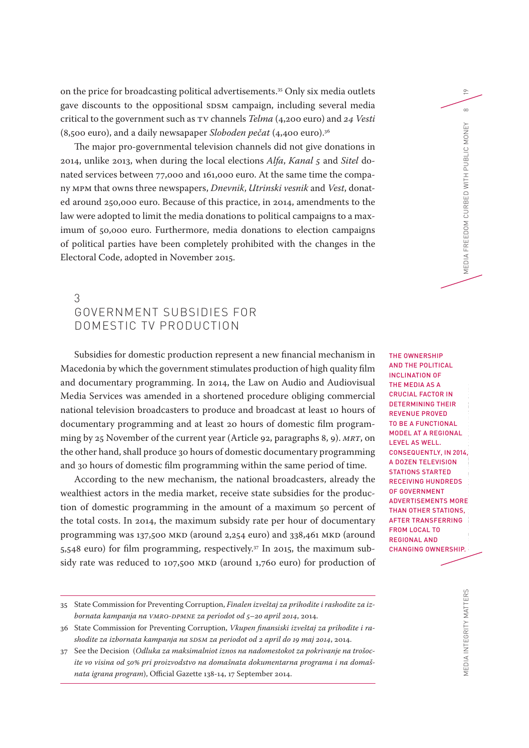on the price for broadcasting political advertisements.[35] Only six media outlets gave discounts to the oppositional SDSM campaign, including several media critical to the government such as TV channels *Telma* (4,200 euro) and *24 Vesti* (8,500 euro), and a daily newsapaper *Sloboden pečat* (4,400 euro).[36]

The major pro-governmental television channels did not give donations in 2014, unlike 2013, when during the local elections *Alfa*, *Kanal 5* and *Sitel* donated services between 77,000 and 161,000 euro. At the same time the company MPM that owns three newspapers, *Dnevnik*, *Utrinski vesnik* and *Vest*, donated around 250,000 euro. Because of this practice, in 2014, amendments to the law were adopted to limit the media donations to political campaigns to a maximum of 50,000 euro. Furthermore, media donations to election campaigns of political parties have been completely prohibited with the changes in the Electoral Code, adopted in November 2015.

## 3 GOVERNMENT SUBSIDIES FOR DOMESTIC TV PRODUCTION

Subsidies for domestic production represent a new financial mechanism in Macedonia by which the government stimulates production of high quality film and documentary programming. In 2014, the Law on Audio and Audiovisual Media Services was amended in a shortened procedure obliging commercial national television broadcasters to produce and broadcast at least 10 hours of documentary programming and at least 20 hours of domestic film programming by 25 November of the current year (Article 92, paragraphs 8, 9). *MRT*, on the other hand, shall produce 30 hours of domestic documentary programming and 30 hours of domestic film programming within the same period of time.

According to the new mechanism, the national broadcasters, already the wealthiest actors in the media market, receive state subsidies for the production of domestic programming in the amount of a maximum 50 percent of the total costs. In 2014, the maximum subsidy rate per hour of documentary programming was 137,500 MKD (around 2,254 euro) and 338,461 MKD (around 5,548 euro) for film programming, respectively.[37] In 2015, the maximum subsidy rate was reduced to 107,500 MKD (around 1,760 euro) for production of

**THE OWNERSHIP AND THE POLITICAL INCLINATION OF THE MEDIA AS A CRUCIAL FACTOR IN DETERMINING THEIR REVENUE PROVED TO BE A FUNCTIONAL MODEL AT A REGIONAL LEVEL AS WELL. CONSEQUENTLY, IN 2014, A DOZEN TELEVISION STATIONS STARTED RECEIVING HUNDREDS OF GOVERNMENT ADVERTISEMENTS MORE THAN OTHER STATIONS, AFTER TRANSFERRING FROM LOCAL TO REGIONAL AND CHANGING OWNERSHIP.**

---

35 State Commission for Preventing Corruption, *Finalen izveštaj za prihodite i rashodite za izbornata kampanja na VMRO-DPMNE za periodot od 5–20 april 2014*, 2014.

36 State Commission for Preventing Corruption, *Vkupen finansiski izveštaj za prihodite i rashodite za izbornata kampanja na SDSM za periodot od 2 april do 19 maj 2014*, 2014.

37 See the Decision (*Odluka za maksimalniot iznos na nadomestokot za pokrivanje na trošocite vo visina od 50% pri proizvodstvo na domašnata dokumentarna programa i na domašnata igrana program*), Official Gazette 138-14, 17 September 2014.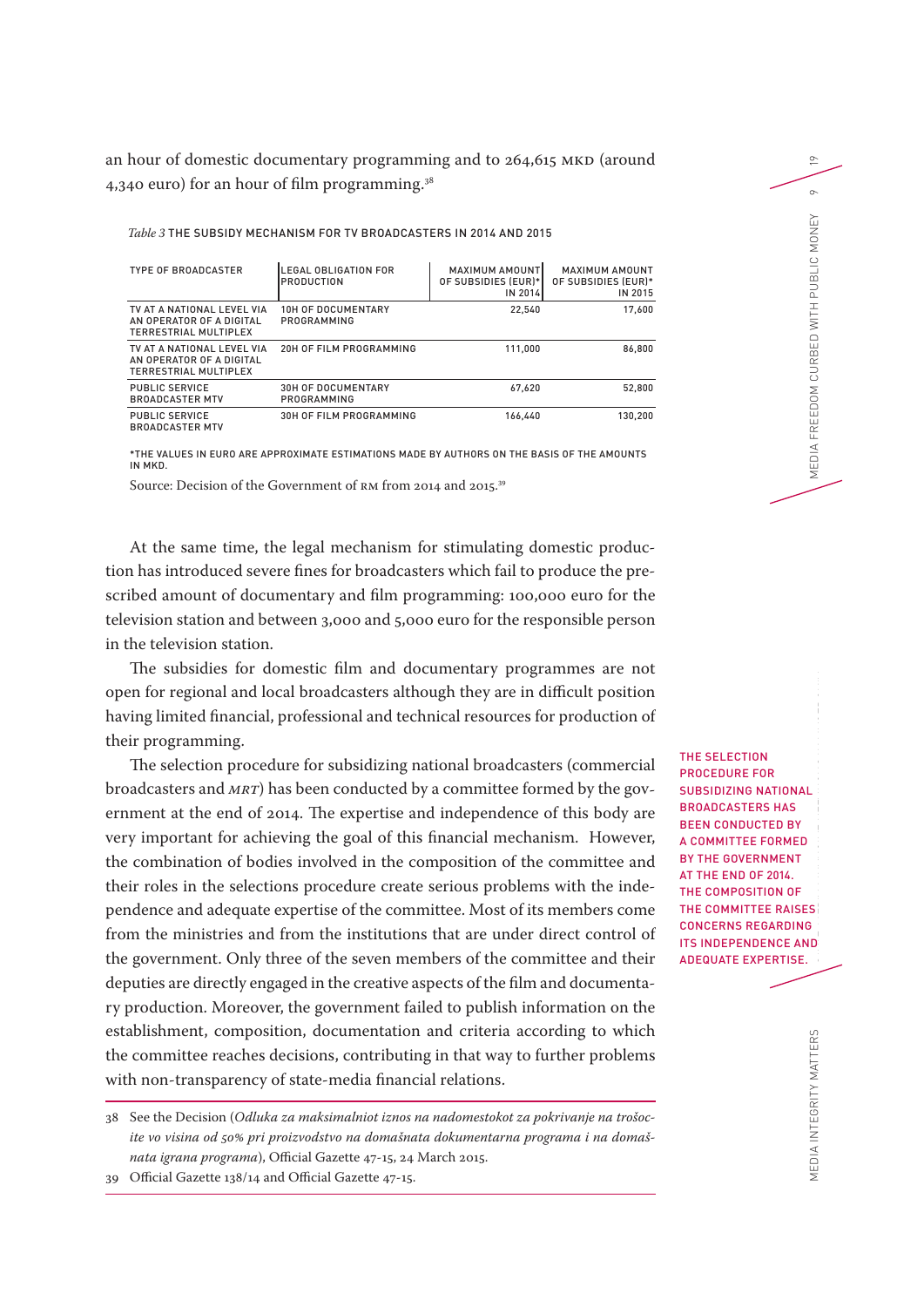an hour of domestic documentary programming and to 264,615 MKD (around 4,340 euro) for an hour of film programming.[38]

*Table 3* THE SUBSIDY MECHANISM FOR TV BROADCASTERS IN 2014 AND 2015

| TYPE OF BROADCASTER | LEGAL OBLIGATION FOR PRODUCTION | MAXIMUM AMOUNT OF SUBSIDIES (EUR)* IN 2014 | MAXIMUM AMOUNT OF SUBSIDIES (EUR)* IN 2015 |
|---|---|---|---|
| TV AT A NATIONAL LEVEL VIA AN OPERATOR OF A DIGITAL TERRESTRIAL MULTIPLEX | 10H OF DOCUMENTARY PROGRAMMING | 22,540 | 17,600 |
| TV AT A NATIONAL LEVEL VIA AN OPERATOR OF A DIGITAL TERRESTRIAL MULTIPLEX | 20H OF FILM PROGRAMMING | 111,000 | 86,800 |
| PUBLIC SERVICE BROADCASTER MTV | 30H OF DOCUMENTARY PROGRAMMING | 67,620 | 52,800 |
| PUBLIC SERVICE BROADCASTER MTV | 30H OF FILM PROGRAMMING | 166,440 | 130,200 |

*THE VALUES IN EURO ARE APPROXIMATE ESTIMATIONS MADE BY AUTHORS ON THE BASIS OF THE AMOUNTS IN MKD.

Source: Decision of the Government of RM from 2014 and 2015.[39]

At the same time, the legal mechanism for stimulating domestic production has introduced severe fines for broadcasters which fail to produce the prescribed amount of documentary and film programming: 100,000 euro for the television station and between 3,000 and 5,000 euro for the responsible person in the television station.

The subsidies for domestic film and documentary programmes are not open for regional and local broadcasters although they are in difficult position having limited financial, professional and technical resources for production of their programming.

THE SELECTION PROCEDURE FOR SUBSIDIZING NATIONAL BROADCASTERS HAS BEEN CONDUCTED BY A COMMITTEE FORMED BY THE GOVERNMENT AT THE END OF 2014. THE COMPOSITION OF THE COMMITTEE RAISES CONCERNS REGARDING ITS INDEPENDENCE AND ADEQUATE EXPERTISE.

The selection procedure for subsidizing national broadcasters (commercial broadcasters and *MRT*) has been conducted by a committee formed by the government at the end of 2014. The expertise and independence of this body are very important for achieving the goal of this financial mechanism. However, the combination of bodies involved in the composition of the committee and their roles in the selections procedure create serious problems with the independence and adequate expertise of the committee. Most of its members come from the ministries and from the institutions that are under direct control of the government. Only three of the seven members of the committee and their deputies are directly engaged in the creative aspects of the film and documentary production. Moreover, the government failed to publish information on the establishment, composition, documentation and criteria according to which the committee reaches decisions, contributing in that way to further problems with non-transparency of state-media financial relations.

38 See the Decision (*Odluka za maksimalniot iznos na nadomestokot za pokrivanje na trošocite vo visina od 50% pri proizvodstvo na domašnata dokumentarna programa i na domašnata igrana programa*), Official Gazette 47-15, 24 March 2015.

39 Official Gazette 138/14 and Official Gazette 47-15.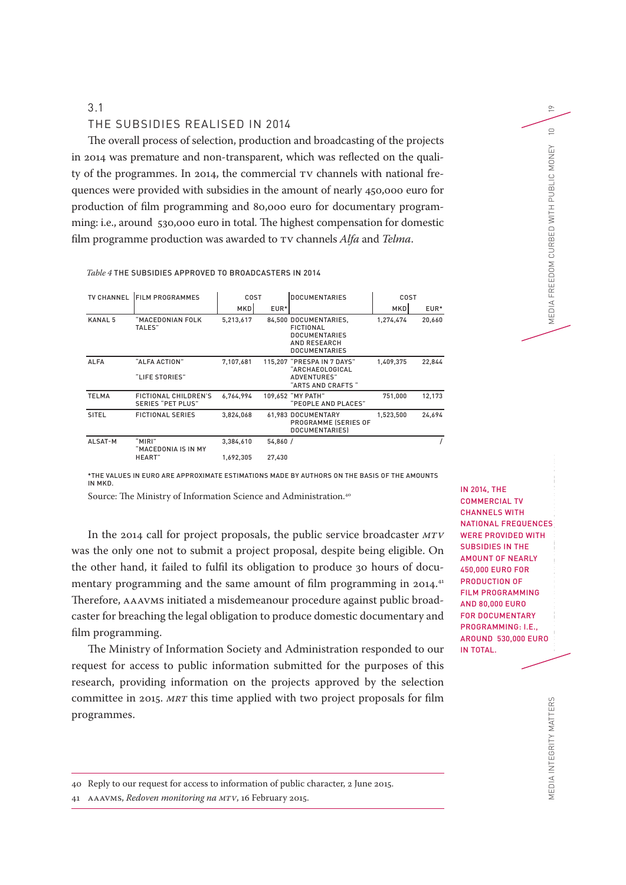## 3.1 THE SUBSIDIES REALISED IN 2014

The overall process of selection, production and broadcasting of the projects in 2014 was premature and non-transparent, which was reflected on the quality of the programmes. In 2014, the commercial TV channels with national frequences were provided with subsidies in the amount of nearly 450,000 euro for production of film programming and 80,000 euro for documentary programming: i.e., around 530,000 euro in total. The highest compensation for domestic film programme production was awarded to TV channels *Alfa* and *Telma*.

*Table 4* THE SUBSIDIES APPROVED TO BROADCASTERS IN 2014

| TV CHANNEL | FILM PROGRAMMES | COST | | DOCUMENTARIES | COST | |
|---|---|---|---|---|---|---|
| | | MKD | EUR* | | MKD | EUR* |
| KANAL 5 | "MACEDONIAN FOLK TALES" | 5,213,617 | 84,500 | DOCUMENTARIES, FICTIONAL DOCUMENTARIES AND RESEARCH DOCUMENTARIES | 1,274,474 | 20,660 |
| ALFA | "ALFA ACTION" "LIFE STORIES" | 7,107,681 | 115,207 | "PRESPA IN 7 DAYS" "ARCHAEOLOGICAL ADVENTURES" "ARTS AND CRAFTS " | 1,409,375 | 22,844 |
| TELMA | FICTIONAL CHILDREN'S SERIES "PET PLUS" | 6,764,994 | 109,652 | "MY PATH" "PEOPLE AND PLACES" | 751,000 | 12,173 |
| SITEL | FICTIONAL SERIES | 3,824,068 | 61,983 | DOCUMENTARY PROGRAMME (SERIES OF DOCUMENTARIES) | 1,523,500 | 24,694 |
| ALSAT-M | "MIRI" | 3,384,610 | 54,860 | / | | / |
| | "MACEDONIA IS IN MY HEART" | 1,692,305 | 27,430 | | | |

*THE VALUES IN EURO ARE APPROXIMATE ESTIMATIONS MADE BY AUTHORS ON THE BASIS OF THE AMOUNTS IN MKD.

Source: The Ministry of Information Science and Administration.[40]

In the 2014 call for project proposals, the public service broadcaster *MTV* was the only one not to submit a project proposal, despite being eligible. On the other hand, it failed to fulfil its obligation to produce 30 hours of documentary programming and the same amount of film programming in 2014.[41] Therefore, AAAVMS initiated a misdemeanour procedure against public broadcaster for breaching the legal obligation to produce domestic documentary and film programming.

The Ministry of Information Society and Administration responded to our request for access to public information submitted for the purposes of this research, providing information on the projects approved by the selection committee in 2015. *MRT* this time applied with two project proposals for film programmes.

IN 2014, THE COMMERCIAL TV CHANNELS WITH NATIONAL FREQUENCES WERE PROVIDED WITH SUBSIDIES IN THE AMOUNT OF NEARLY 450,000 EURO FOR PRODUCTION OF FILM PROGRAMMING AND 80,000 EURO FOR DOCUMENTARY PROGRAMMING: I.E., AROUND 530,000 EURO IN TOTAL.

40 Reply to our request for access to information of public character, 2 June 2015.

41 AAAVMS, *Redoven monitoring na MTV*, 16 February 2015.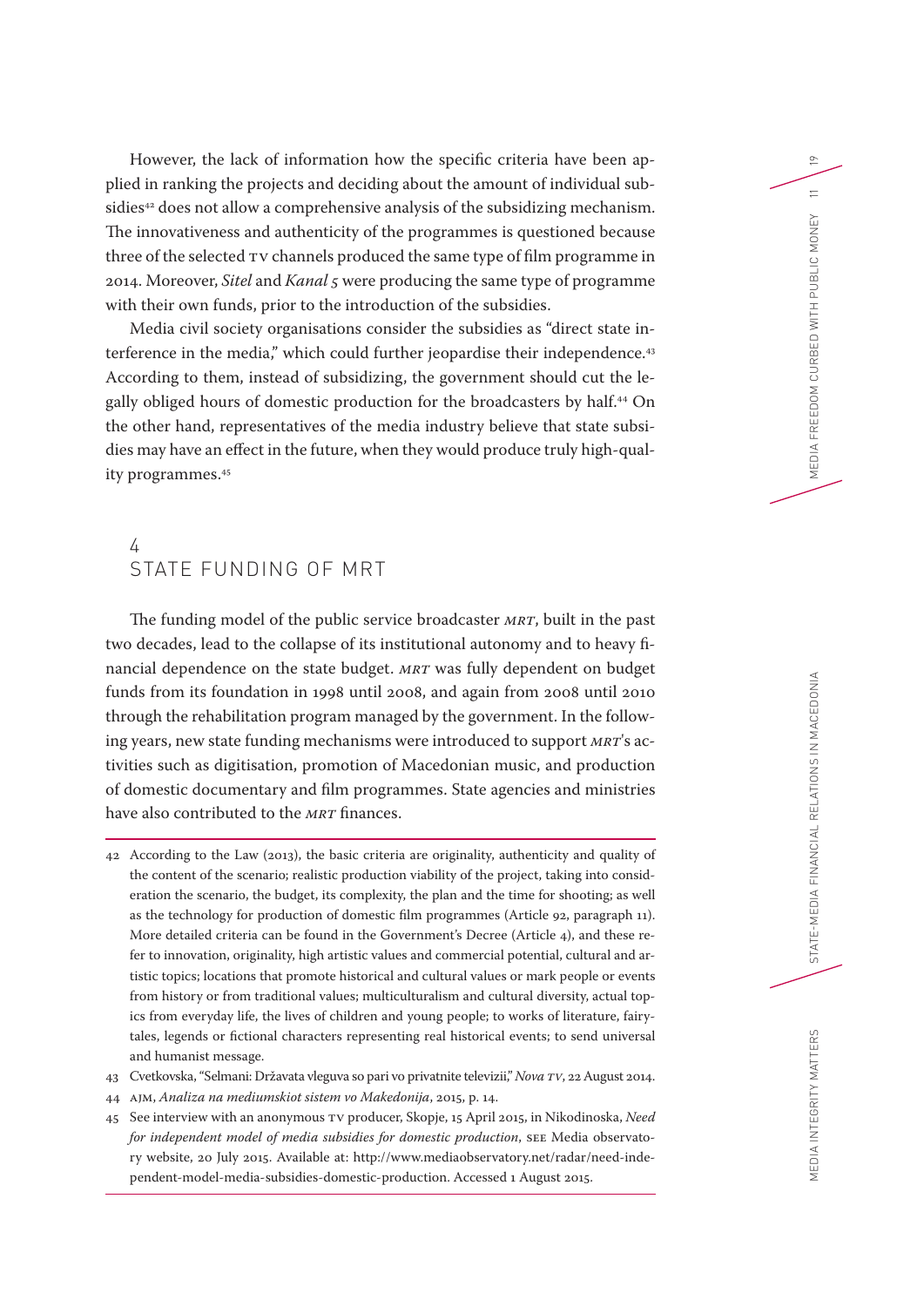However, the lack of information how the specific criteria have been applied in ranking the projects and deciding about the amount of individual subsidies[42] does not allow a comprehensive analysis of the subsidizing mechanism. The innovativeness and authenticity of the programmes is questioned because three of the selected TV channels produced the same type of film programme in 2014. Moreover, *Sitel* and *Kanal 5* were producing the same type of programme with their own funds, prior to the introduction of the subsidies.

Media civil society organisations consider the subsidies as "direct state interference in the media," which could further jeopardise their independence.[43] According to them, instead of subsidizing, the government should cut the legally obliged hours of domestic production for the broadcasters by half.[44] On the other hand, representatives of the media industry believe that state subsidies may have an effect in the future, when they would produce truly high-quality programmes.[45]

## 4 STATE FUNDING OF MRT

The funding model of the public service broadcaster *MRT*, built in the past two decades, lead to the collapse of its institutional autonomy and to heavy financial dependence on the state budget. *MRT* was fully dependent on budget funds from its foundation in 1998 until 2008, and again from 2008 until 2010 through the rehabilitation program managed by the government. In the following years, new state funding mechanisms were introduced to support *MRT*'s activities such as digitisation, promotion of Macedonian music, and production of domestic documentary and film programmes. State agencies and ministries have also contributed to the *MRT* finances.

---

42 According to the Law (2013), the basic criteria are originality, authenticity and quality of the content of the scenario; realistic production viability of the project, taking into consideration the scenario, the budget, its complexity, the plan and the time for shooting; as well as the technology for production of domestic film programmes (Article 92, paragraph 11). More detailed criteria can be found in the Government's Decree (Article 4), and these refer to innovation, originality, high artistic values and commercial potential, cultural and artistic topics; locations that promote historical and cultural values or mark people or events from history or from traditional values; multiculturalism and cultural diversity, actual topics from everyday life, the lives of children and young people; to works of literature, fairy-tales, legends or fictional characters representing real historical events; to send universal and humanist message.

43 Cvetkovska, "Selmani: Državata vleguva so pari vo privatnite televizii," *Nova TV*, 22 August 2014.

44 AJM, *Analiza na mediumskiot sistem vo Makedonija*, 2015, p. 14.

45 See interview with an anonymous TV producer, Skopje, 15 April 2015, in Nikodinoska, *Need for independent model of media subsidies for domestic production*, SEE Media observatory website, 20 July 2015. Available at: http://www.mediaobservatory.net/radar/need-independent-model-media-subsidies-domestic-production. Accessed 1 August 2015.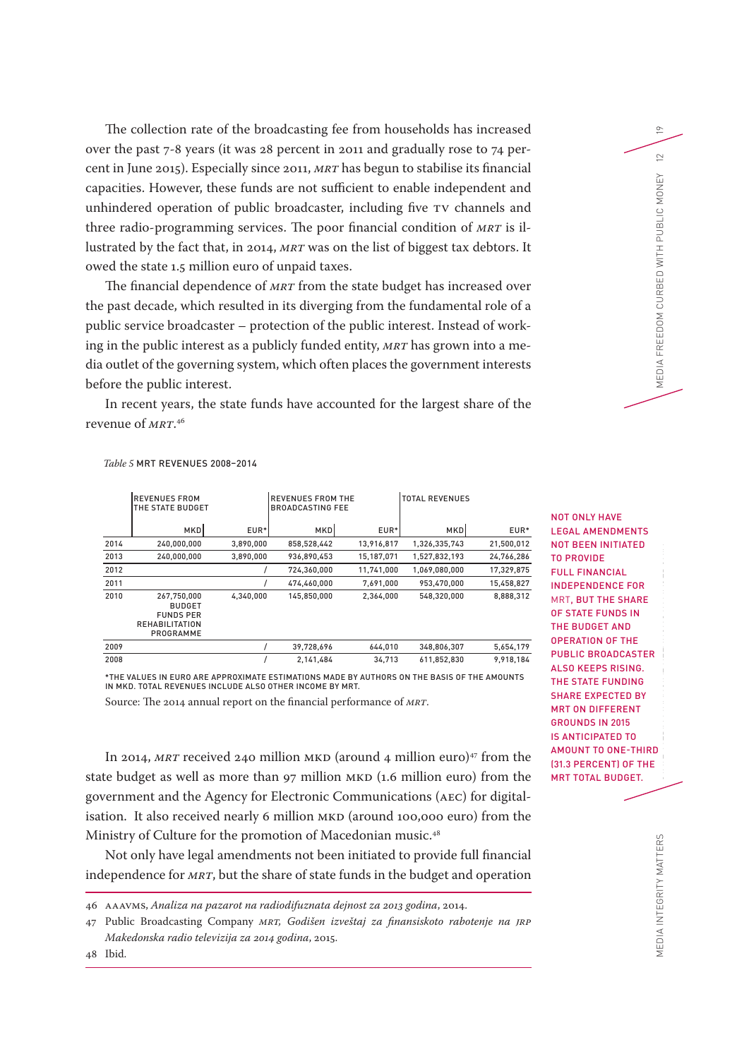The collection rate of the broadcasting fee from households has increased over the past 7-8 years (it was 28 percent in 2011 and gradually rose to 74 percent in June 2015). Especially since 2011, *MRT* has begun to stabilise its financial capacities. However, these funds are not sufficient to enable independent and unhindered operation of public broadcaster, including five TV channels and three radio-programming services. The poor financial condition of *MRT* is illustrated by the fact that, in 2014, *MRT* was on the list of biggest tax debtors. It owed the state 1.5 million euro of unpaid taxes.

The financial dependence of *MRT* from the state budget has increased over the past decade, which resulted in its diverging from the fundamental role of a public service broadcaster – protection of the public interest. Instead of working in the public interest as a publicly funded entity, *MRT* has grown into a media outlet of the governing system, which often places the government interests before the public interest.

In recent years, the state funds have accounted for the largest share of the revenue of *MRT*.[46]

*Table 5* MRT REVENUES 2008–2014

| | REVENUES FROM THE STATE BUDGET | | REVENUES FROM THE BROADCASTING FEE | | TOTAL REVENUES | |
|---|---|---|---|---|---|---|
| | MKD | EUR* | MKD | EUR* | MKD | EUR* |
| 2014 | 240,000,000 | 3,890,000 | 858,528,442 | 13,916,817 | 1,326,335,743 | 21,500,012 |
| 2013 | 240,000,000 | 3,890,000 | 936,890,453 | 15,187,071 | 1,527,832,193 | 24,766,286 |
| 2012 | | / | 724,360,000 | 11,741,000 | 1,069,080,000 | 17,329,875 |
| 2011 | | / | 474,460,000 | 7,691,000 | 953,470,000 | 15,458,827 |
| 2010 | 267,750,000 BUDGET FUNDS PER REHABILITATION PROGRAMME | 4,340,000 | 145,850,000 | 2,364,000 | 548,320,000 | 8,888,312 |
| 2009 | | / | 39,728,696 | 644,010 | 348,806,307 | 5,654,179 |
| 2008 | | / | 2,141,484 | 34,713 | 611,852,830 | 9,918,184 |

*THE VALUES IN EURO ARE APPROXIMATE ESTIMATIONS MADE BY AUTHORS ON THE BASIS OF THE AMOUNTS IN MKD. TOTAL REVENUES INCLUDE ALSO OTHER INCOME BY MRT.

Source: The 2014 annual report on the financial performance of *MRT*.

NOT ONLY HAVE LEGAL AMENDMENTS NOT BEEN INITIATED TO PROVIDE FULL FINANCIAL INDEPENDENCE FOR MRT, BUT THE SHARE OF STATE FUNDS IN THE BUDGET AND OPERATION OF THE PUBLIC BROADCASTER ALSO KEEPS RISING. THE STATE FUNDING SHARE EXPECTED BY MRT ON DIFFERENT GROUNDS IN 2015 IS ANTICIPATED TO AMOUNT TO ONE-THIRD (31.3 PERCENT) OF THE MRT TOTAL BUDGET.

In 2014, *MRT* received 240 million MKD (around 4 million euro)[47] from the state budget as well as more than 97 million MKD (1.6 million euro) from the government and the Agency for Electronic Communications (AEC) for digitalisation. It also received nearly 6 million MKD (around 100,000 euro) from the Ministry of Culture for the promotion of Macedonian music.[48]

Not only have legal amendments not been initiated to provide full financial independence for *MRT*, but the share of state funds in the budget and operation

46 AAAVMS, *Analiza na pazarot na radiodifuznata dejnost za 2013 godina*, 2014.

47 Public Broadcasting Company *MRT*, *Godišen izveštaj za finansiskoto rabotenje na JRP Makedonska radio televizija za 2014 godina*, 2015.

48 Ibid.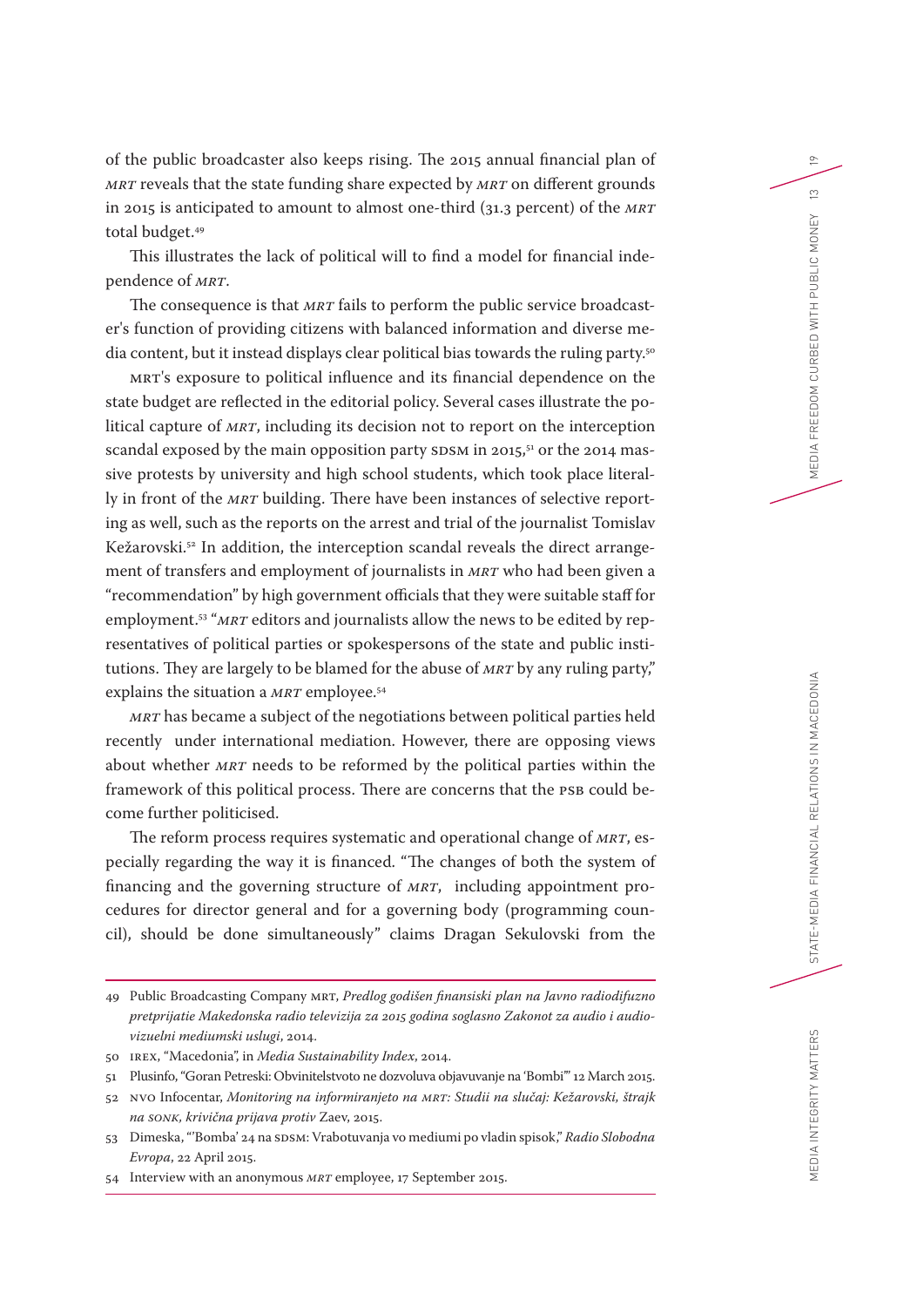of the public broadcaster also keeps rising. The 2015 annual financial plan of *MRT* reveals that the state funding share expected by *MRT* on different grounds in 2015 is anticipated to amount to almost one-third (31.3 percent) of the *MRT* total budget.[49]

This illustrates the lack of political will to find a model for financial independence of *MRT*.

The consequence is that *MRT* fails to perform the public service broadcaster's function of providing citizens with balanced information and diverse media content, but it instead displays clear political bias towards the ruling party.[50]

MRT's exposure to political influence and its financial dependence on the state budget are reflected in the editorial policy. Several cases illustrate the political capture of *MRT*, including its decision not to report on the interception scandal exposed by the main opposition party SDSM in 2015,[51] or the 2014 massive protests by university and high school students, which took place literally in front of the *MRT* building. There have been instances of selective reporting as well, such as the reports on the arrest and trial of the journalist Tomislav Kežarovski.[52] In addition, the interception scandal reveals the direct arrangement of transfers and employment of journalists in *MRT* who had been given a "recommendation" by high government officials that they were suitable staff for employment.[53] "*MRT* editors and journalists allow the news to be edited by representatives of political parties or spokespersons of the state and public institutions. They are largely to be blamed for the abuse of *MRT* by any ruling party," explains the situation a *MRT* employee.[54]

*MRT* has became a subject of the negotiations between political parties held recently under international mediation. However, there are opposing views about whether *MRT* needs to be reformed by the political parties within the framework of this political process. There are concerns that the PSB could become further politicised.

The reform process requires systematic and operational change of *MRT*, especially regarding the way it is financed. "The changes of both the system of financing and the governing structure of *MRT*, including appointment procedures for director general and for a governing body (programming council), should be done simultaneously" claims Dragan Sekulovski from the

---

49 Public Broadcasting Company MRT, *Predlog godišen finansiski plan na Javno radiodifuzno pretprijatie Makedonska radio televizija za 2015 godina soglasno Zakonot za audio i audiovizuelni mediumski uslugi*, 2014.

50 IREX, "Macedonia", in *Media Sustainability Index*, 2014.

51 Plusinfo, "Goran Petreski: Obvinitelstvoto ne dozvoluva objavuvanje na 'Bombi'" 12 March 2015.

52 NVO Infocentar, *Monitoring na informiranjeto na MRT: Studii na slučaj: Kežarovski, štrajk na SONK, krivična prijava protiv* Zaev, 2015.

53 Dimeska, "'Bomba' 24 na SDSM: Vrabotuvanja vo mediumi po vladin spisok," *Radio Slobodna Evropa*, 22 April 2015.

54 Interview with an anonymous *MRT* employee, 17 September 2015.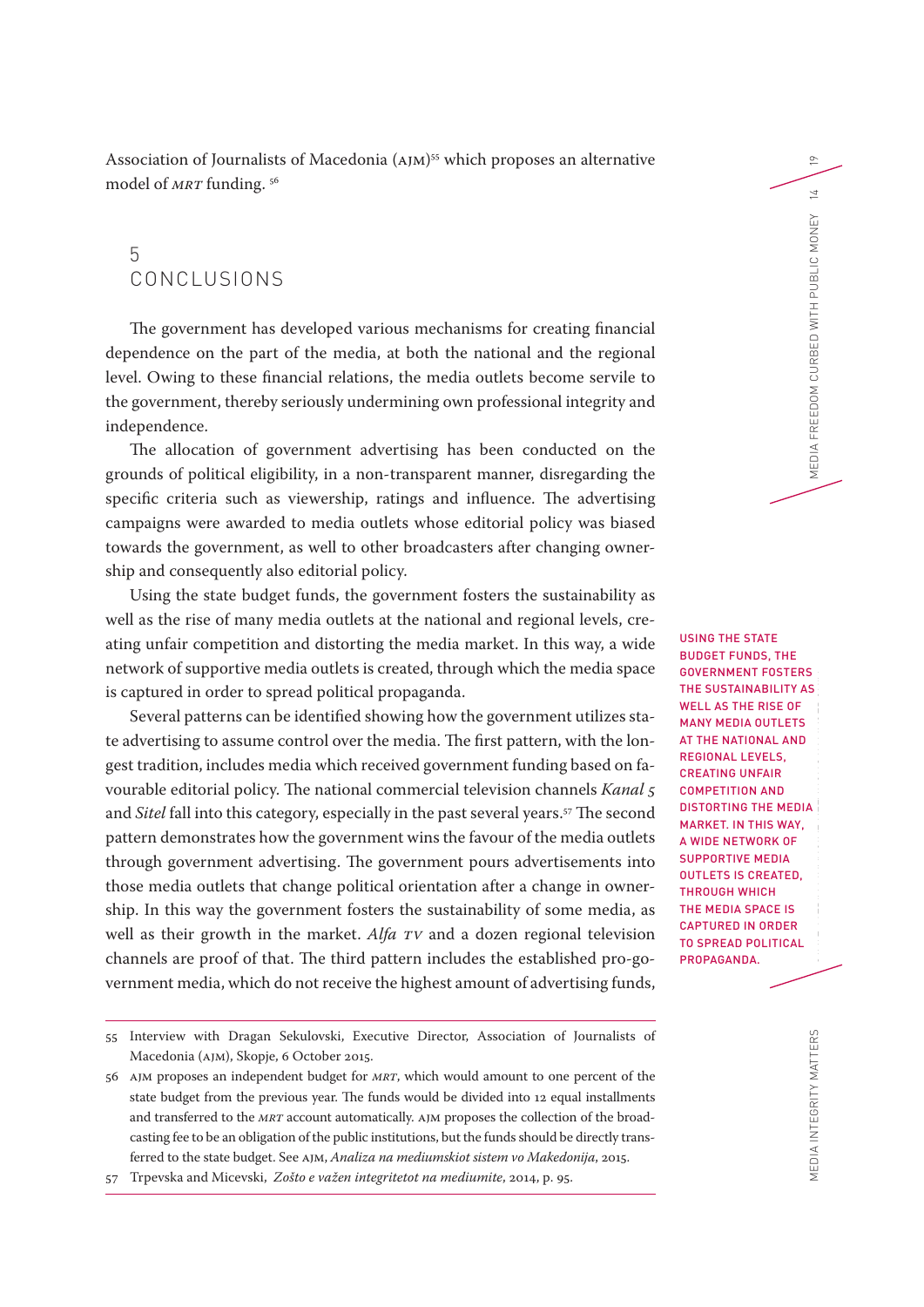Association of Journalists of Macedonia (AJM)[55] which proposes an alternative model of *MRT* funding. [56]

## 5 CONCLUSIONS

The government has developed various mechanisms for creating financial dependence on the part of the media, at both the national and the regional level. Owing to these financial relations, the media outlets become servile to the government, thereby seriously undermining own professional integrity and independence.

The allocation of government advertising has been conducted on the grounds of political eligibility, in a non-transparent manner, disregarding the specific criteria such as viewership, ratings and influence. The advertising campaigns were awarded to media outlets whose editorial policy was biased towards the government, as well to other broadcasters after changing ownership and consequently also editorial policy.

Using the state budget funds, the government fosters the sustainability as well as the rise of many media outlets at the national and regional levels, creating unfair competition and distorting the media market. In this way, a wide network of supportive media outlets is created, through which the media space is captured in order to spread political propaganda.

Several patterns can be identified showing how the government utilizes state advertising to assume control over the media. The first pattern, with the longest tradition, includes media which received government funding based on favourable editorial policy. The national commercial television channels *Kanal 5* and *Sitel* fall into this category, especially in the past several years.[57] The second pattern demonstrates how the government wins the favour of the media outlets through government advertising. The government pours advertisements into those media outlets that change political orientation after a change in ownership. In this way the government fosters the sustainability of some media, as well as their growth in the market. *Alfa TV* and a dozen regional television channels are proof of that. The third pattern includes the established pro-government media, which do not receive the highest amount of advertising funds,

USING THE STATE BUDGET FUNDS, THE GOVERNMENT FOSTERS THE SUSTAINABILITY AS WELL AS THE RISE OF MANY MEDIA OUTLETS AT THE NATIONAL AND REGIONAL LEVELS, CREATING UNFAIR COMPETITION AND DISTORTING THE MEDIA MARKET. IN THIS WAY, A WIDE NETWORK OF SUPPORTIVE MEDIA OUTLETS IS CREATED, THROUGH WHICH THE MEDIA SPACE IS CAPTURED IN ORDER TO SPREAD POLITICAL PROPAGANDA.

---

55 Interview with Dragan Sekulovski, Executive Director, Association of Journalists of Macedonia (AJM), Skopje, 6 October 2015.

56 AJM proposes an independent budget for *MRT*, which would amount to one percent of the state budget from the previous year. The funds would be divided into 12 equal installments and transferred to the *MRT* account automatically. AJM proposes the collection of the broadcasting fee to be an obligation of the public institutions, but the funds should be directly transferred to the state budget. See AJM, *Analiza na mediumskiot sistem vo Makedonija*, 2015.

57 Trpevska and Micevski, *Zošto e važen integritetot na mediumite*, 2014, p. 95.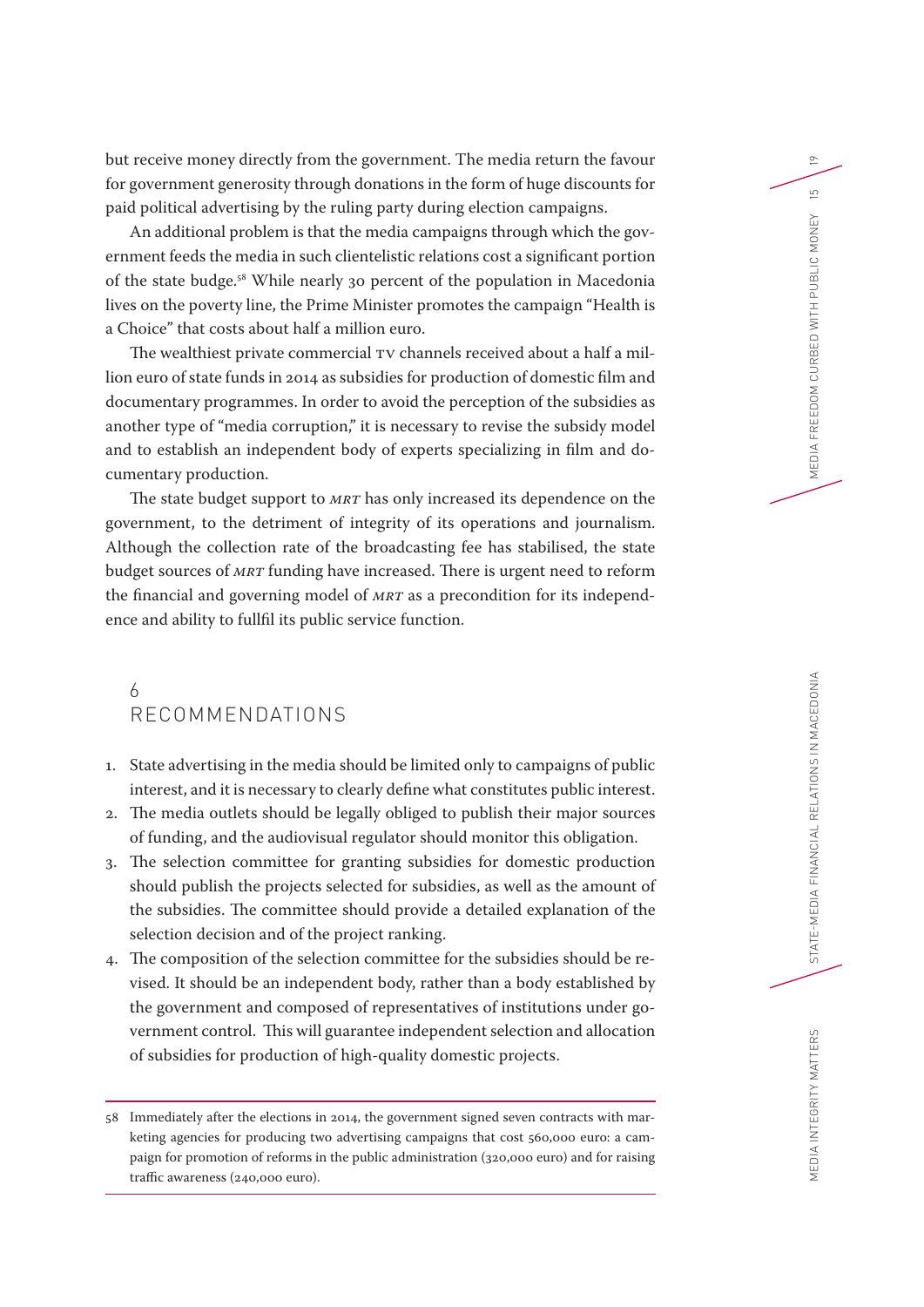but receive money directly from the government. The media return the favour for government generosity through donations in the form of huge discounts for paid political advertising by the ruling party during election campaigns.

An additional problem is that the media campaigns through which the government feeds the media in such clientelistic relations cost a significant portion of the state budge.[58] While nearly 30 percent of the population in Macedonia lives on the poverty line, the Prime Minister promotes the campaign "Health is a Choice" that costs about half a million euro.

The wealthiest private commercial TV channels received about a half a million euro of state funds in 2014 as subsidies for production of domestic film and documentary programmes. In order to avoid the perception of the subsidies as another type of "media corruption," it is necessary to revise the subsidy model and to establish an independent body of experts specializing in film and documentary production.

The state budget support to *MRT* has only increased its dependence on the government, to the detriment of integrity of its operations and journalism. Although the collection rate of the broadcasting fee has stabilised, the state budget sources of *MRT* funding have increased. There is urgent need to reform the financial and governing model of *MRT* as a precondition for its independence and ability to fullfil its public service function.

## 6 RECOMMENDATIONS

1. State advertising in the media should be limited only to campaigns of public interest, and it is necessary to clearly define what constitutes public interest.
2. The media outlets should be legally obliged to publish their major sources of funding, and the audiovisual regulator should monitor this obligation.
3. The selection committee for granting subsidies for domestic production should publish the projects selected for subsidies, as well as the amount of the subsidies. The committee should provide a detailed explanation of the selection decision and of the project ranking.
4. The composition of the selection committee for the subsidies should be revised. It should be an independent body, rather than a body established by the government and composed of representatives of institutions under government control. This will guarantee independent selection and allocation of subsidies for production of high-quality domestic projects.

---

58 Immediately after the elections in 2014, the government signed seven contracts with marketing agencies for producing two advertising campaigns that cost 560,000 euro: a campaign for promotion of reforms in the public administration (320,000 euro) and for raising traffic awareness (240,000 euro).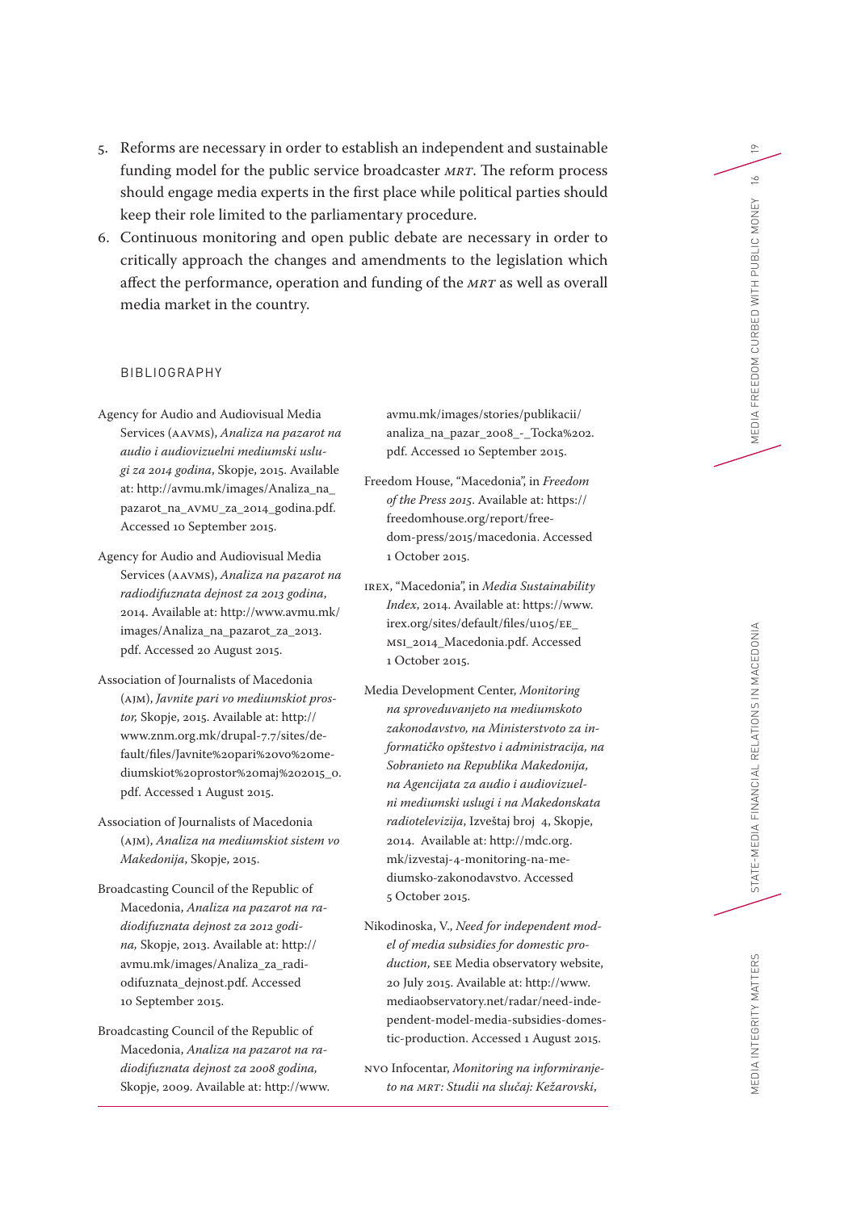5. Reforms are necessary in order to establish an independent and sustainable funding model for the public service broadcaster *MRT*. The reform process should engage media experts in the first place while political parties should keep their role limited to the parliamentary procedure.
6. Continuous monitoring and open public debate are necessary in order to critically approach the changes and amendments to the legislation which affect the performance, operation and funding of the *MRT* as well as overall media market in the country.

## BIBLIOGRAPHY

Agency for Audio and Audiovisual Media Services (AAVMS), *Analiza na pazarot na audio i audiovizuelni mediumski uslugi za 2014 godina*, Skopje, 2015. Available at: http://avmu.mk/images/Analiza_na_pazarot_na_AVMU_za_2014_godina.pdf. Accessed 10 September 2015.

Agency for Audio and Audiovisual Media Services (AAVMS), *Analiza na pazarot na radiodifuznata dejnost za 2013 godina*, 2014. Available at: http://www.avmu.mk/images/Analiza_na_pazarot_za_2013.pdf. Accessed 20 August 2015.

Association of Journalists of Macedonia (AJM), *Javnite pari vo mediumskiot prostor,* Skopje, 2015. Available at: http://www.znm.org.mk/drupal-7.7/sites/default/files/Javnite%20pari%20vo%20mediumskiot%20prostor%20maj%202015_0.pdf. Accessed 1 August 2015.

Association of Journalists of Macedonia (AJM), *Analiza na mediumskiot sistem vo Makedonija*, Skopje, 2015.

Broadcasting Council of the Republic of Macedonia, *Analiza na pazarot na radiodifuznata dejnost za 2012 godina,* Skopje, 2013. Available at: http://avmu.mk/images/Analiza_za_radiodifuznata_dejnost.pdf. Accessed 10 September 2015.

Broadcasting Council of the Republic of Macedonia, *Analiza na pazarot na radiodifuznata dejnost za 2008 godina,* Skopje, 2009. Available at: http://www.avmu.mk/images/stories/publikacii/analiza_na_pazar_2008_-_Tocka%202.pdf. Accessed 10 September 2015.

Freedom House, "Macedonia", in *Freedom of the Press 2015*. Available at: https://freedomhouse.org/report/freedom-press/2015/macedonia. Accessed 1 October 2015.

IREX, "Macedonia", in *Media Sustainability Index*, 2014. Available at: https://www.irex.org/sites/default/files/u105/EE_MSI_2014_Macedonia.pdf. Accessed 1 October 2015.

Media Development Center, *Monitoring na sproveduvanjeto na mediumskoto zakonodavstvo, na Ministerstvoto za informatičko opštestvo i administracija, na Sobranieto na Republika Makedonija, na Agencijata za audio i audiovizuelni mediumski uslugi i na Makedonskata radiotelevizija*, Izveštaj broj 4, Skopje, 2014. Available at: http://mdc.org.mk/izvestaj-4-monitoring-na-mediumsko-zakonodavstvo. Accessed 5 October 2015.

Nikodinoska, V., *Need for independent model of media subsidies for domestic production*, SEE Media observatory website, 20 July 2015. Available at: http://www.mediaobservatory.net/radar/need-independent-model-media-subsidies-domestic-production. Accessed 1 August 2015.

NVO Infocentar, *Monitoring na informiranjeto na MRT: Studii na slučaj: Kežarovski*,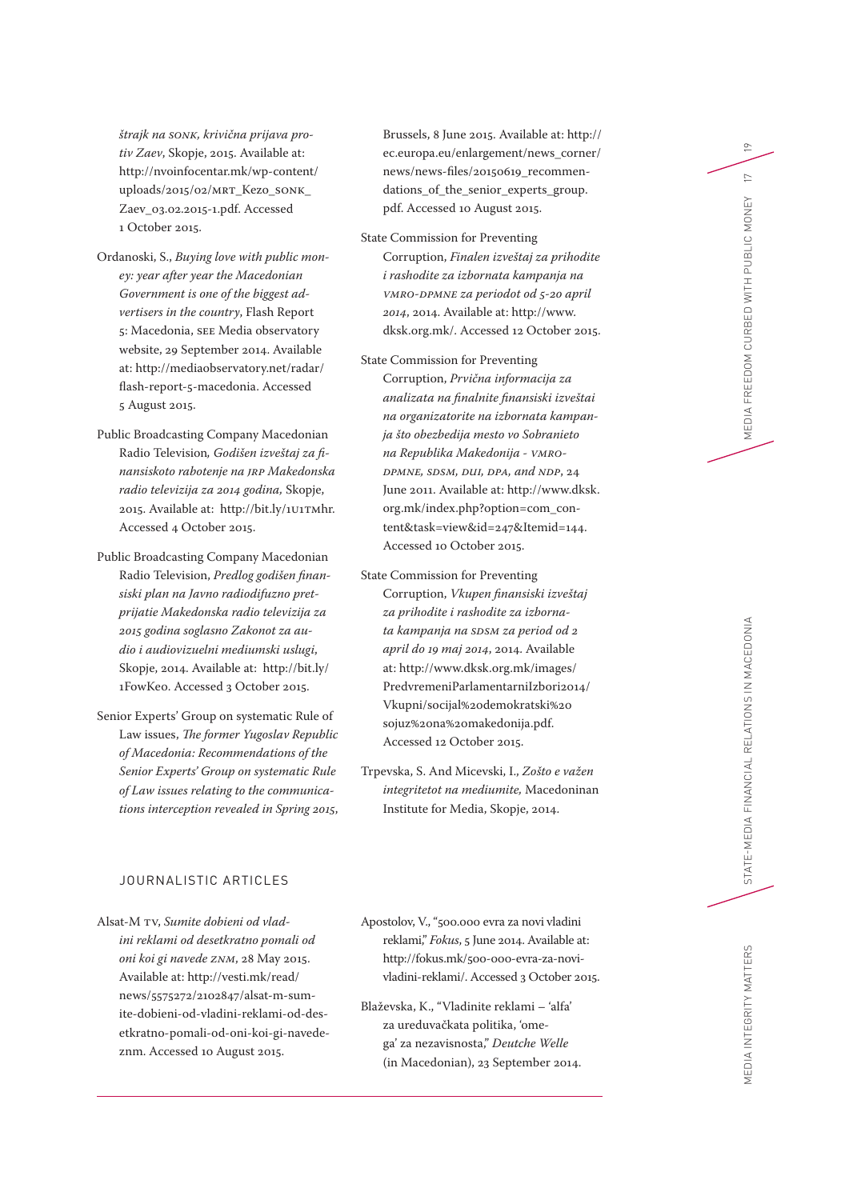*štrajk na SONK, krivična prijava protiv Zaev*, Skopje, 2015. Available at: http://nvoinfocentar.mk/wp-content/uploads/2015/02/MRT_Kezo_SONK_Zaev_03.02.2015-1.pdf. Accessed 1 October 2015.

Ordanoski, S., *Buying love with public money: year after year the Macedonian Government is one of the biggest advertisers in the country*, Flash Report 5: Macedonia, SEE Media observatory website, 29 September 2014. Available at: http://mediaobservatory.net/radar/flash-report-5-macedonia. Accessed 5 August 2015.

Public Broadcasting Company Macedonian Radio Television*, Godišen izveštaj za finansiskoto rabotenje na JRP Makedonska radio televizija za 2014 godina,* Skopje, 2015. Available at: http://bit.ly/1U1TMhr. Accessed 4 October 2015.

Public Broadcasting Company Macedonian Radio Television, *Predlog godišen finansiski plan na Javno radiodifuzno pretprijatie Makedonska radio televizija za 2015 godina soglasno Zakonot za audio i audiovizuelni mediumski uslugi*, Skopje, 2014. Available at: http://bit.ly/1FowKeo. Accessed 3 October 2015.

Senior Experts' Group on systematic Rule of Law issues, *The former Yugoslav Republic of Macedonia: Recommendations of the Senior Experts' Group on systematic Rule of Law issues relating to the communications interception revealed in Spring 2015*, Brussels, 8 June 2015. Available at: http://ec.europa.eu/enlargement/news_corner/news/news-files/20150619_recommendations_of_the_senior_experts_group.pdf. Accessed 10 August 2015.

State Commission for Preventing Corruption, *Finalen izveštaj za prihodite i rashodite za izbornata kampanja na VMRO-DPMNE za periodot od 5-20 april 2014*, 2014. Available at: http://www.dksk.org.mk/. Accessed 12 October 2015.

State Commission for Preventing Corruption, *Prvična informacija za analizata na finalnite finansiski izveštai na organizatorite na izbornata kampanja što obezbedija mesto vo Sobranieto na Republika Makedonija - VMRO-DPMNE, SDSM, DUI, DPA, and NDP*, 24 June 2011. Available at: http://www.dksk.org.mk/index.php?option=com_content&task=view&id=247&Itemid=144. Accessed 10 October 2015.

State Commission for Preventing Corruption, *Vkupen finansiski izveštaj za prihodite i rashodite za izbornata kampanja na SDSM za period od 2 april do 19 maj 2014*, 2014. Available at: http://www.dksk.org.mk/images/PredvremeniParlamentarniIzbori2014/Vkupni/socijal%20demokratski%20sojuz%20na%20makedonija.pdf. Accessed 12 October 2015.

Trpevska, S. And Micevski, I., *Zošto e važen integritetot na mediumite,* Macedoninan Institute for Media, Skopje, 2014.

## JOURNALISTIC ARTICLES

Alsat-M TV, *Sumite dobieni od vladini reklami od desetkratno pomali od oni koi gi navede ZNM*, 28 May 2015. Available at: http://vesti.mk/read/news/5575272/2102847/alsat-m-sumite-dobieni-od-vladini-reklami-od-desetkratno-pomali-od-oni-koi-gi-navede-znm. Accessed 10 August 2015.

Apostolov, V., "500.000 evra za novi vladini reklami," *Fokus*, 5 June 2014. Available at: http://fokus.mk/500-000-evra-za-novi-vladini-reklami/. Accessed 3 October 2015.

Blaževska, K., "Vladinite reklami – 'alfa' za ureduvačkata politika, 'omega' za nezavisnosta," *Deutche Welle* (in Macedonian), 23 September 2014.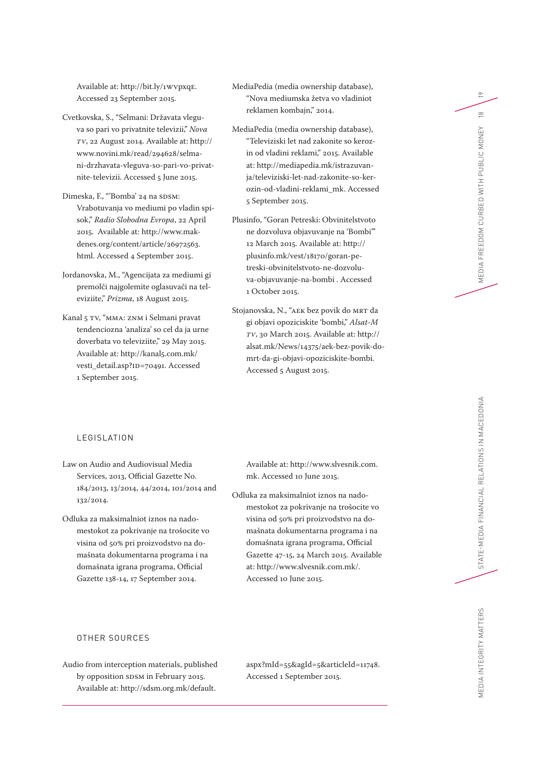Available at: http://bit.ly/1WVpxqE. Accessed 23 September 2015.

Cvetkovska, S., "Selmani: Državata vleguva so pari vo privatnite televizii," *Nova TV*, 22 August 2014. Available at: http://www.novini.mk/read/294628/selmani-drzhavata-vleguva-so-pari-vo-privatnite-televizii. Accessed 5 June 2015.

Dimeska, F., "'Bomba' 24 na SDSM: Vrabotuvanja vo mediumi po vladin spisok," *Radio Slobodna Evropa*, 22 April 2015. Available at: http://www.makdenes.org/content/article/26972563.html. Accessed 4 September 2015.

Jordanovska, M., "Agencijata za mediumi gi premolči najgolemite oglasuvači na televiziite," *Prizma*, 18 August 2015.

Kanal 5 TV, "MMA: ZNM i Selmani pravat tendenciozna 'analiza' so cel da ja urne doverbata vo televiziite," 29 May 2015. Available at: http://kanal5.com.mk/vesti_detail.asp?ID=70491. Accessed 1 September 2015.

MediaPedia (media ownership database), "Nova mediumska žetva vo vladiniot reklamen kombajn," 2014.

MediaPedia (media ownership database), "Televiziski let nad zakonite so kerozin od vladini reklami," 2015. Available at: http://mediapedia.mk/istrazuvanja/televiziski-let-nad-zakonite-so-kerozin-od-vladini-reklami_mk. Accessed 5 September 2015.

Plusinfo, "Goran Petreski: Obvinitelstvoto ne dozvoluva objavuvanje na 'Bombi'" 12 March 2015. Available at: http://plusinfo.mk/vest/18170/goran-petreski-obvinitelstvoto-ne-dozvoluva-objavuvanje-na-bombi . Accessed 1 October 2015.

Stojanovska, N., "AEK bez povik do MRT da gi objavi opoziciskite 'bombi,'" *Alsat-M TV*, 30 March 2015. Available at: http://alsat.mk/News/14375/aek-bez-povik-do-mrt-da-gi-objavi-opoziciskite-bombi. Accessed 5 August 2015.

## LEGISLATION

Law on Audio and Audiovisual Media Services, 2013, Official Gazette No. 184/2013, 13/2014, 44/2014, 101/2014 and 132/2014.

Odluka za maksimalniot iznos na nadomestokot za pokrivanje na trošocite vo visina od 50% pri proizvodstvo na domašnata dokumentarna programa i na domašnata igrana programa, Official Gazette 138-14, 17 September 2014. Available at: http://www.slvesnik.com.mk. Accessed 10 June 2015.

Odluka za maksimalniot iznos na nadomestokot za pokrivanje na trošocite vo visina od 50% pri proizvodstvo na domašnata dokumentarna programa i na domašnata igrana programa, Official Gazette 47-15, 24 March 2015. Available at: http://www.slvesnik.com.mk/. Accessed 10 June 2015.

## OTHER SOURCES

Audio from interception materials, published by opposition SDSM in February 2015. Available at: http://sdsm.org.mk/default.aspx?mId=55&agId=5&articleId=11748. Accessed 1 September 2015.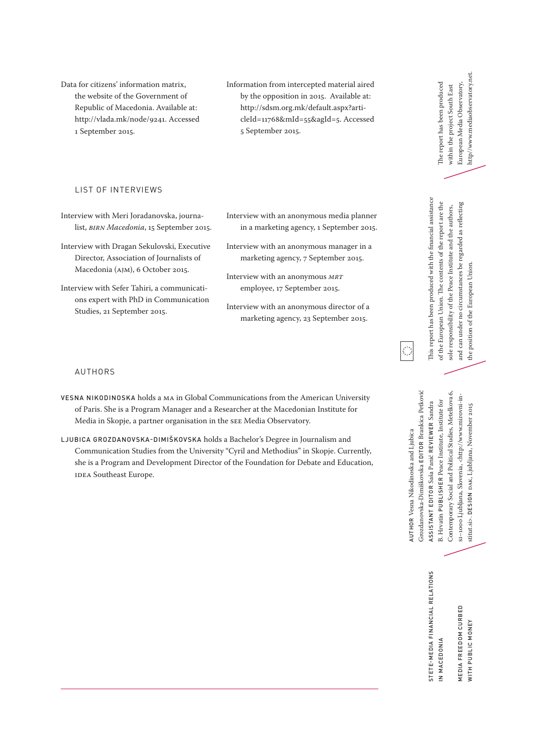Data for citizens' information matrix, the website of the Government of Republic of Macedonia. Available at: http://vlada.mk/node/9241. Accessed 1 September 2015.

Information from intercepted material aired by the opposition in 2015. Available at: http://sdsm.org.mk/default.aspx?articleId=11768&mId=55&agId=5. Accessed 5 September 2015.

## LIST OF INTERVIEWS

Interview with Meri Joradanovska, journalist, *BIRN Macedonia*, 15 September 2015.

Interview with Dragan Sekulovski, Executive Director, Association of Journalists of Macedonia (AJM), 6 October 2015.

Interview with Sefer Tahiri, a communications expert with PhD in Communication Studies, 21 September 2015.

Interview with an anonymous media planner in a marketing agency, 1 September 2015.

Interview with an anonymous manager in a marketing agency, 7 September 2015.

Interview with an anonymous *MRT* employee, 17 September 2015.

Interview with an anonymous director of a marketing agency, 23 September 2015.

## AUTHORS

VESNA NIKODINOSKA holds a MA in Global Communications from the American University of Paris. She is a Program Manager and a Researcher at the Macedonian Institute for Media in Skopje, a partner organisation in the SEE Media Observatory.

LJUBICA GROZDANOVSKA-DIMIŠKOVSKA holds a Bachelor's Degree in Journalism and Communication Studies from the University "Cyril and Methodius" in Skopje. Currently, she is a Program and Development Director of the Foundation for Debate and Education, IDEA Southeast Europe.

STETE-MEDIA FINANCIAL RELATIONS IN MACEDONIA

MEDIA FREEDOM CURBED WITH PUBLIC MONEY

AUTHOR Vesna Nikodinoska and Ljubica Grozdanovska-Dimiškovska EDITOR Brankica Petković ASSISTANT EDITOR Saša Panić REVIEWER Sandra B. Hrvatin PUBLISHER Peace Institute, Institute for Contemporary Social and Political Studies, Metelkova 6, SI–1000 Ljubljana, Slovenia, <http://www.mirovni-institut.si>. DESIGN DAK, Ljubljana, November 2015

This report has been produced with the financial assistance of the European Union. The contents of the report are the sole responsibility of the Peace Institute and the authors, and can under no circumstances be regarded as reflecting the position of the European Union.

The report has been produced within the project South East European Media Observatory, http//www.mediaobservatory.net.